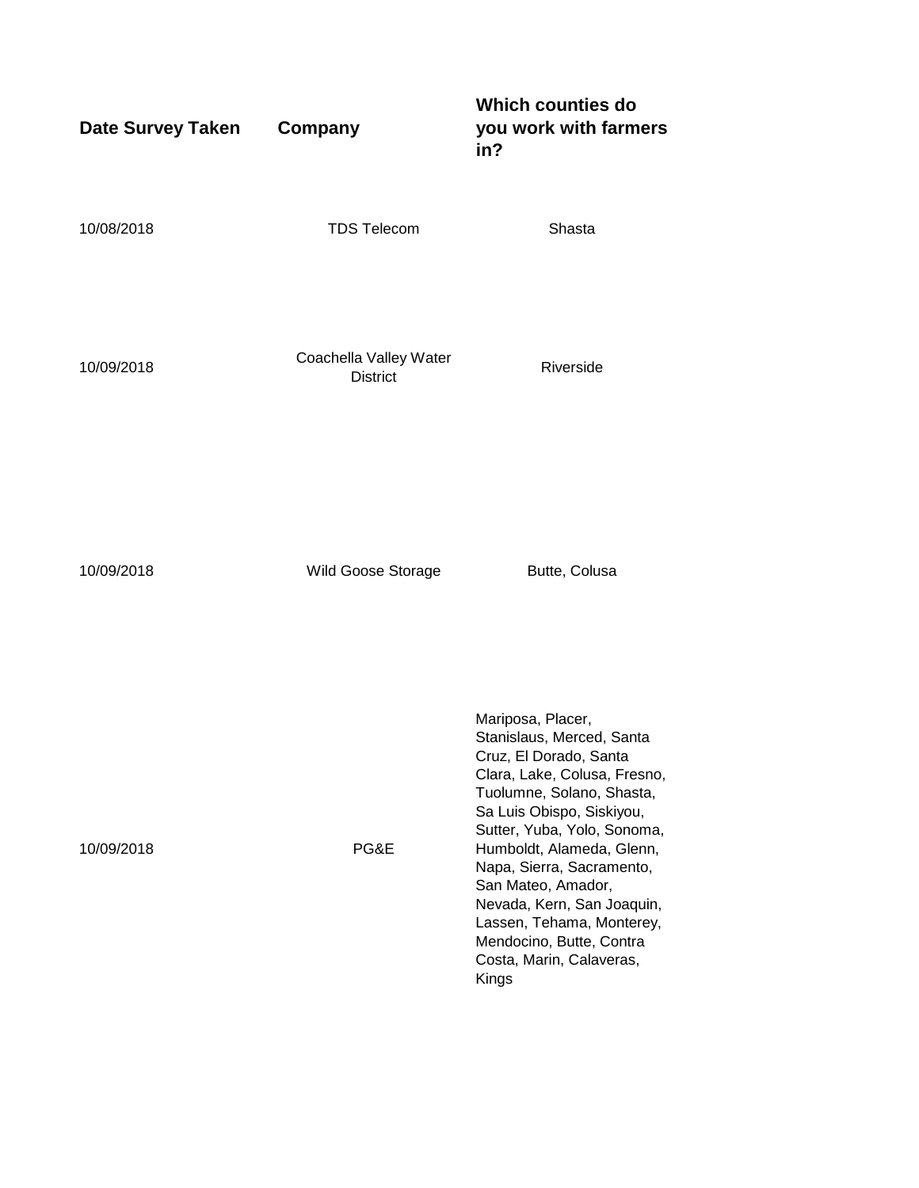| Date Survey Taken | Company | Which counties do you work with farmers in? |
| --- | --- | --- |
| 10/08/2018 | TDS Telecom | Shasta |
| 10/09/2018 | Coachella Valley Water District | Riverside |
| 10/09/2018 | Wild Goose Storage | Butte, Colusa |
| 10/09/2018 | PG&E | Mariposa, Placer, Stanislaus, Merced, Santa Cruz, El Dorado, Santa Clara, Lake, Colusa, Fresno, Tuolumne, Solano, Shasta, Sa Luis Obispo, Siskiyou, Sutter, Yuba, Yolo, Sonoma, Humboldt, Alameda, Glenn, Napa, Sierra, Sacramento, San Mateo, Amador, Nevada, Kern, San Joaquin, Lassen, Tehama, Monterey, Mendocino, Butte, Contra Costa, Marin, Calaveras, Kings |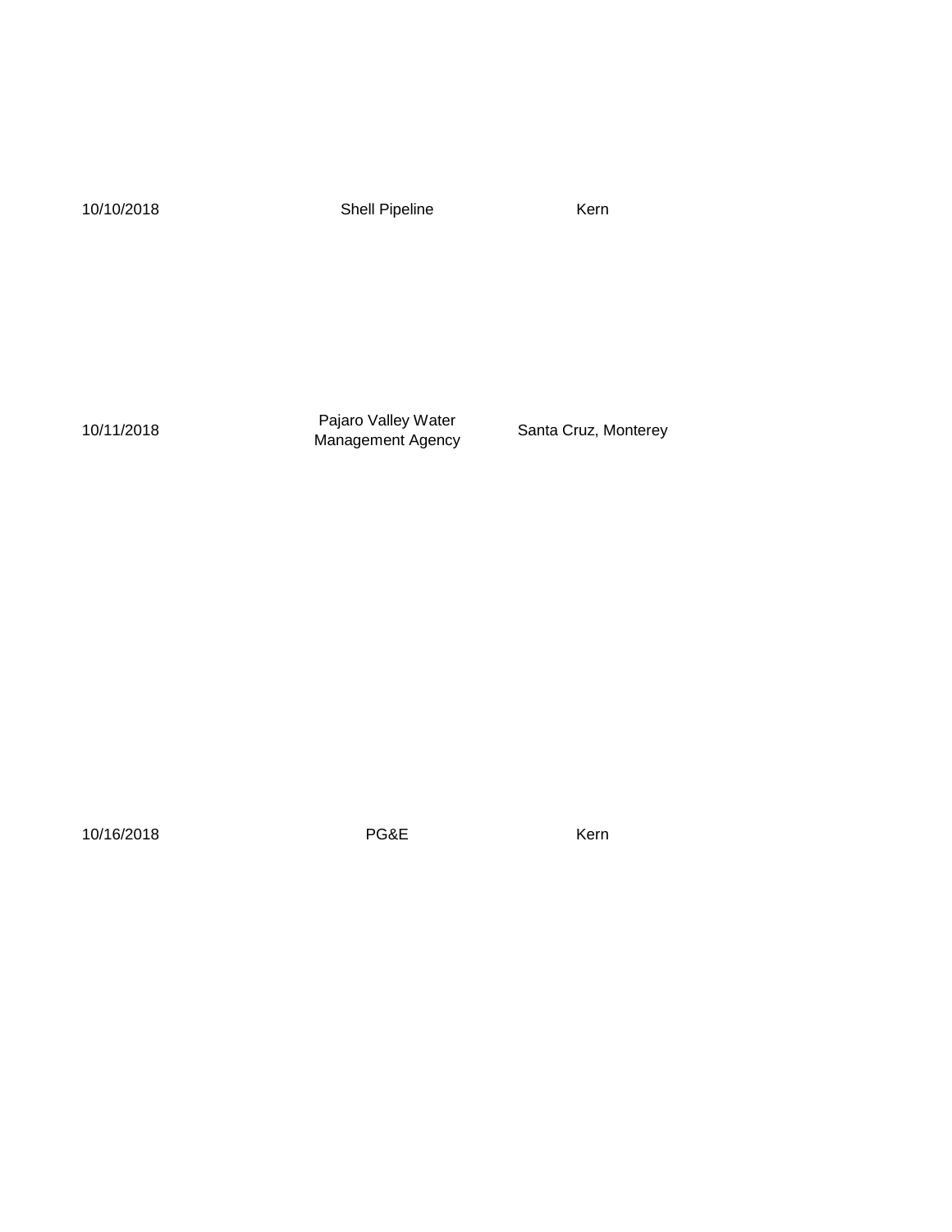| | | |
|---|---|---|
| 10/10/2018 | Shell Pipeline | Kern |
| 10/11/2018 | Pajaro Valley Water Management Agency | Santa Cruz, Monterey |
| 10/16/2018 | PG&E | Kern |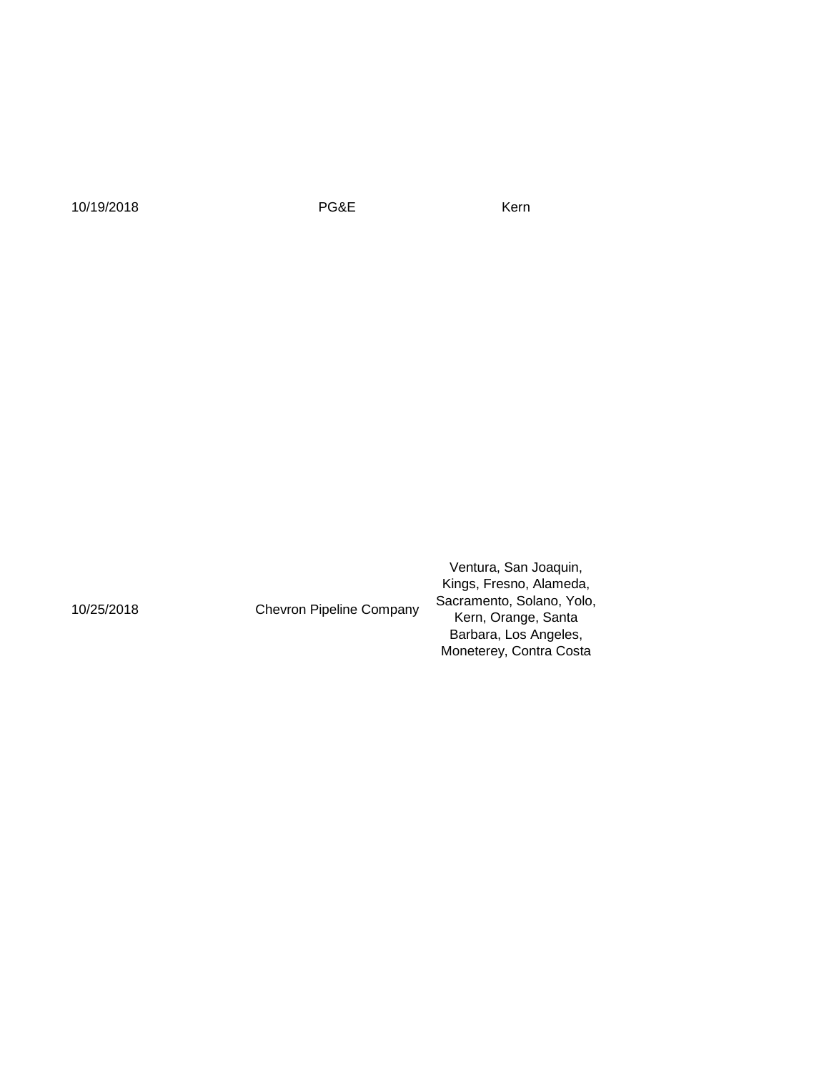| | | |
|---|---|---|
| 10/19/2018 | PG&E | Kern |
| 10/25/2018 | Chevron Pipeline Company | Ventura, San Joaquin, Kings, Fresno, Alameda, Sacramento, Solano, Yolo, Kern, Orange, Santa Barbara, Los Angeles, Moneterey, Contra Costa |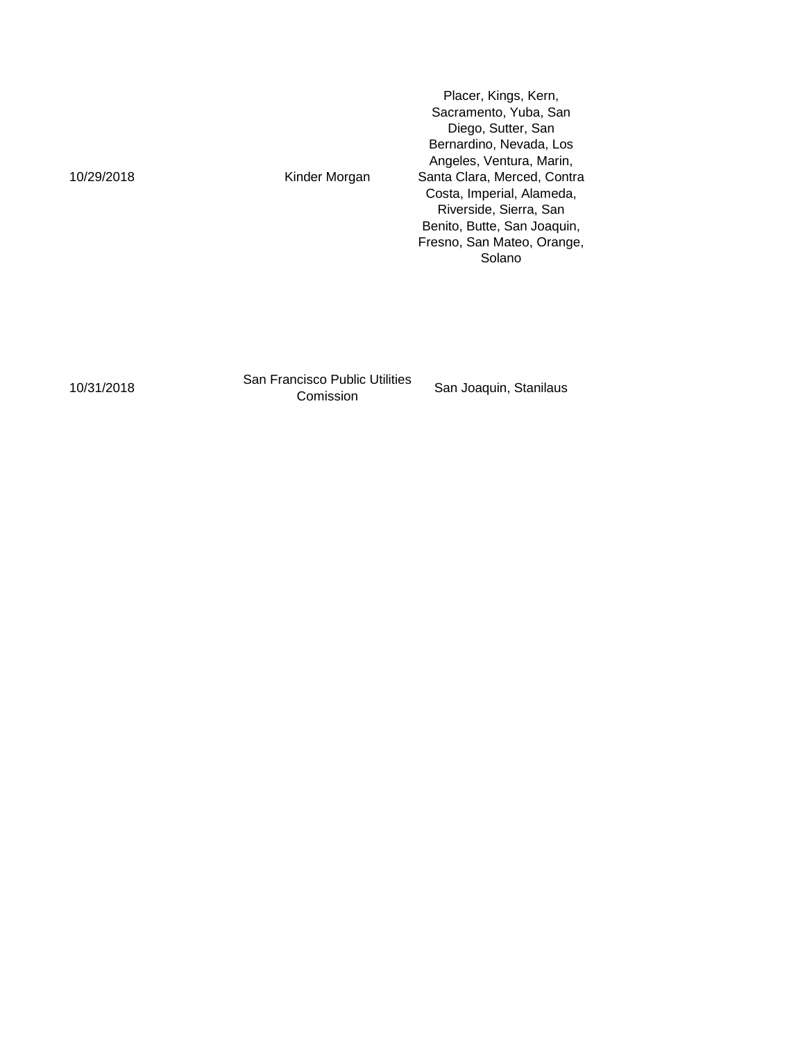| | | |
|---|---|---|
| 10/29/2018 | Kinder Morgan | Placer, Kings, Kern, Sacramento, Yuba, San Diego, Sutter, San Bernardino, Nevada, Los Angeles, Ventura, Marin, Santa Clara, Merced, Contra Costa, Imperial, Alameda, Riverside, Sierra, San Benito, Butte, San Joaquin, Fresno, San Mateo, Orange, Solano |
| 10/31/2018 | San Francisco Public Utilities Comission | San Joaquin, Stanilaus |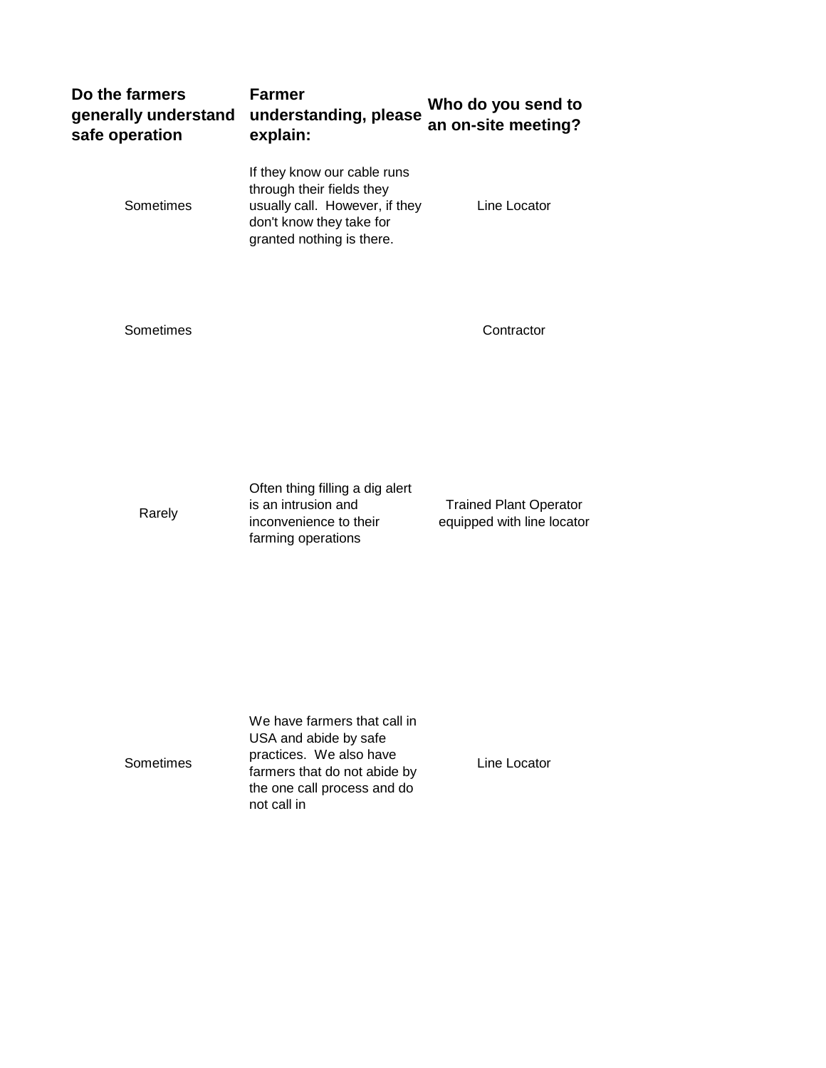| Do the farmers generally understand safe operation | Farmer understanding, please explain: | Who do you send to an on-site meeting? |
|---|---|---|
| Sometimes | If they know our cable runs through their fields they usually call. However, if they don't know they take for granted nothing is there. | Line Locator |
| Sometimes | | Contractor |
| Rarely | Often thing filling a dig alert is an intrusion and inconvenience to their farming operations | Trained Plant Operator equipped with line locator |
| Sometimes | We have farmers that call in USA and abide by safe practices. We also have farmers that do not abide by the one call process and do not call in | Line Locator |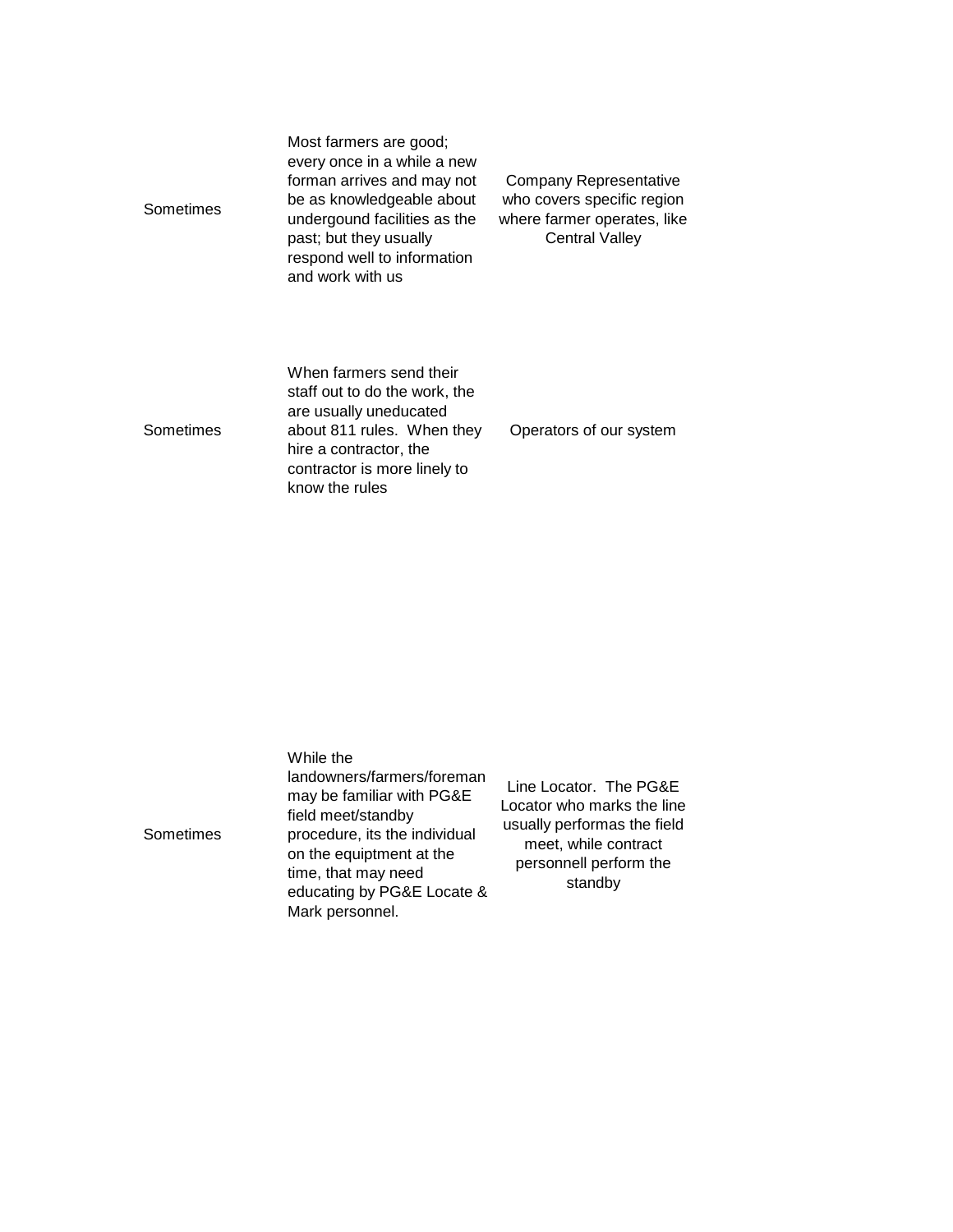| | | |
|---|---|---|
| Sometimes | Most farmers are good; every once in a while a new forman arrives and may not be as knowledgeable about undergound facilities as the past; but they usually respond well to information and work with us | Company Representative who covers specific region where farmer operates, like Central Valley |
| Sometimes | When farmers send their staff out to do the work, the are usually uneducated about 811 rules. When they hire a contractor, the contractor is more linely to know the rules | Operators of our system |
| Sometimes | While the landowners/farmers/foreman may be familiar with PG&E field meet/standby procedure, its the individual on the equiptment at the time, that may need educating by PG&E Locate & Mark personnel. | Line Locator. The PG&E Locator who marks the line usually performas the field meet, while contract personnell perform the standby |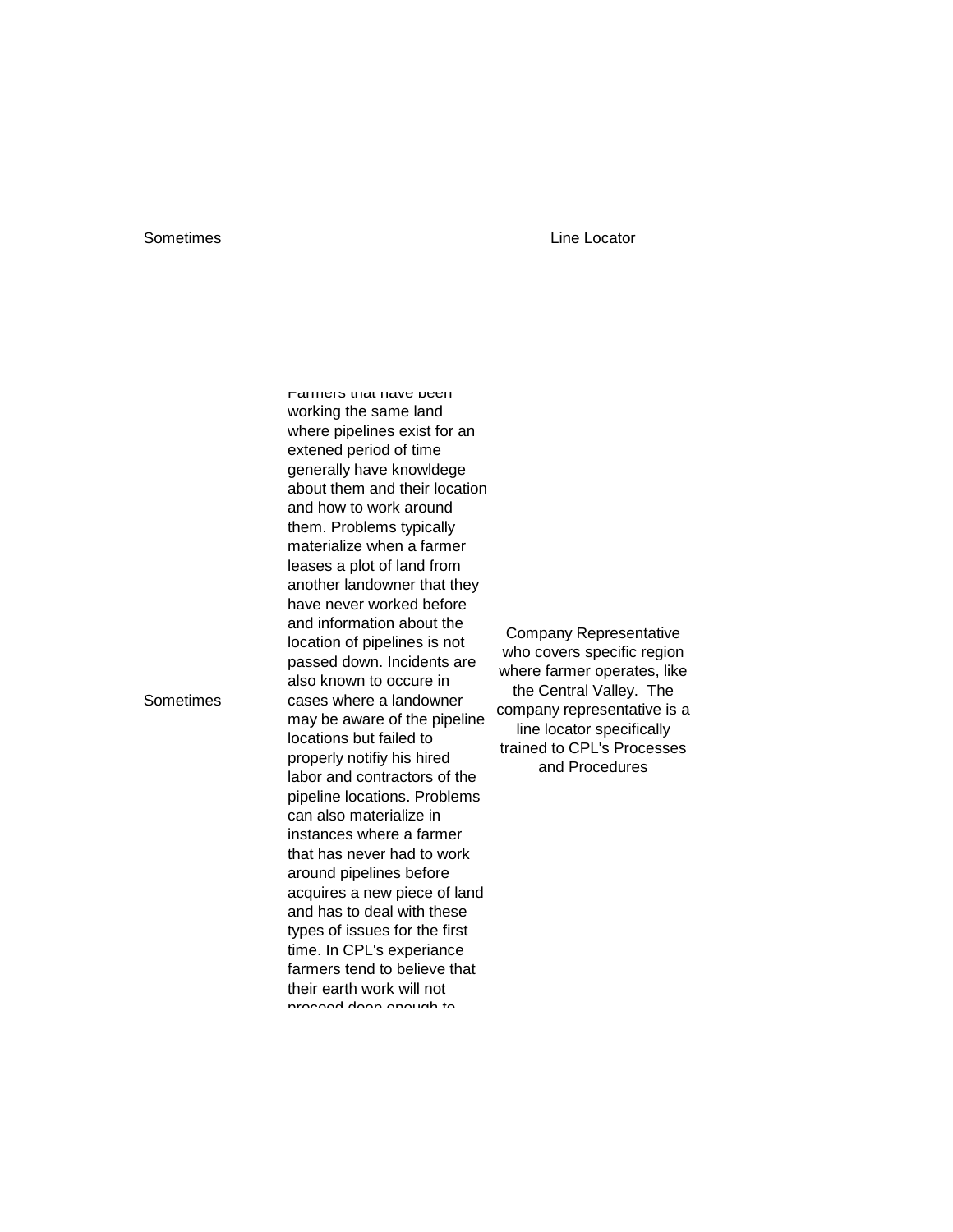| | | |
|---|---|---|
| Sometimes | | Line Locator |
| Sometimes | Farmers that have been working the same land where pipelines exist for an extened period of time generally have knowldege about them and their location and how to work around them. Problems typically materialize when a farmer leases a plot of land from another landowner that they have never worked before and information about the location of pipelines is not passed down. Incidents are also known to occure in cases where a landowner may be aware of the pipeline locations but failed to properly notifiy his hired labor and contractors of the pipeline locations. Problems can also materialize in instances where a farmer that has never had to work around pipelines before acquires a new piece of land and has to deal with these types of issues for the first time. In CPL's experiance farmers tend to believe that their earth work will not proceed deep enough to | Company Representative who covers specific region where farmer operates, like the Central Valley. The company representative is a line locator specifically trained to CPL's Processes and Procedures |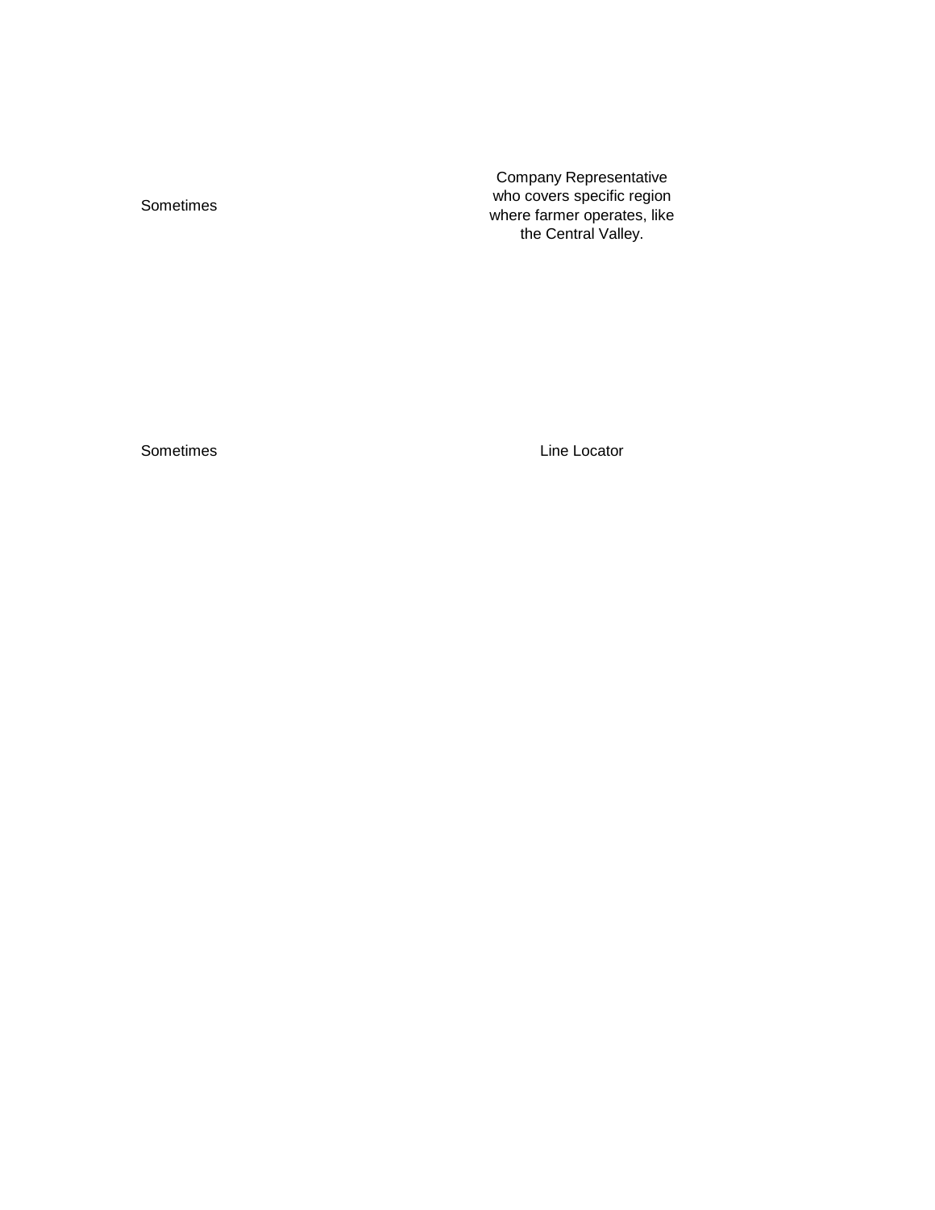| | |
|---|---|
| Sometimes | Company Representative who covers specific region where farmer operates, like the Central Valley. |
| Sometimes | Line Locator |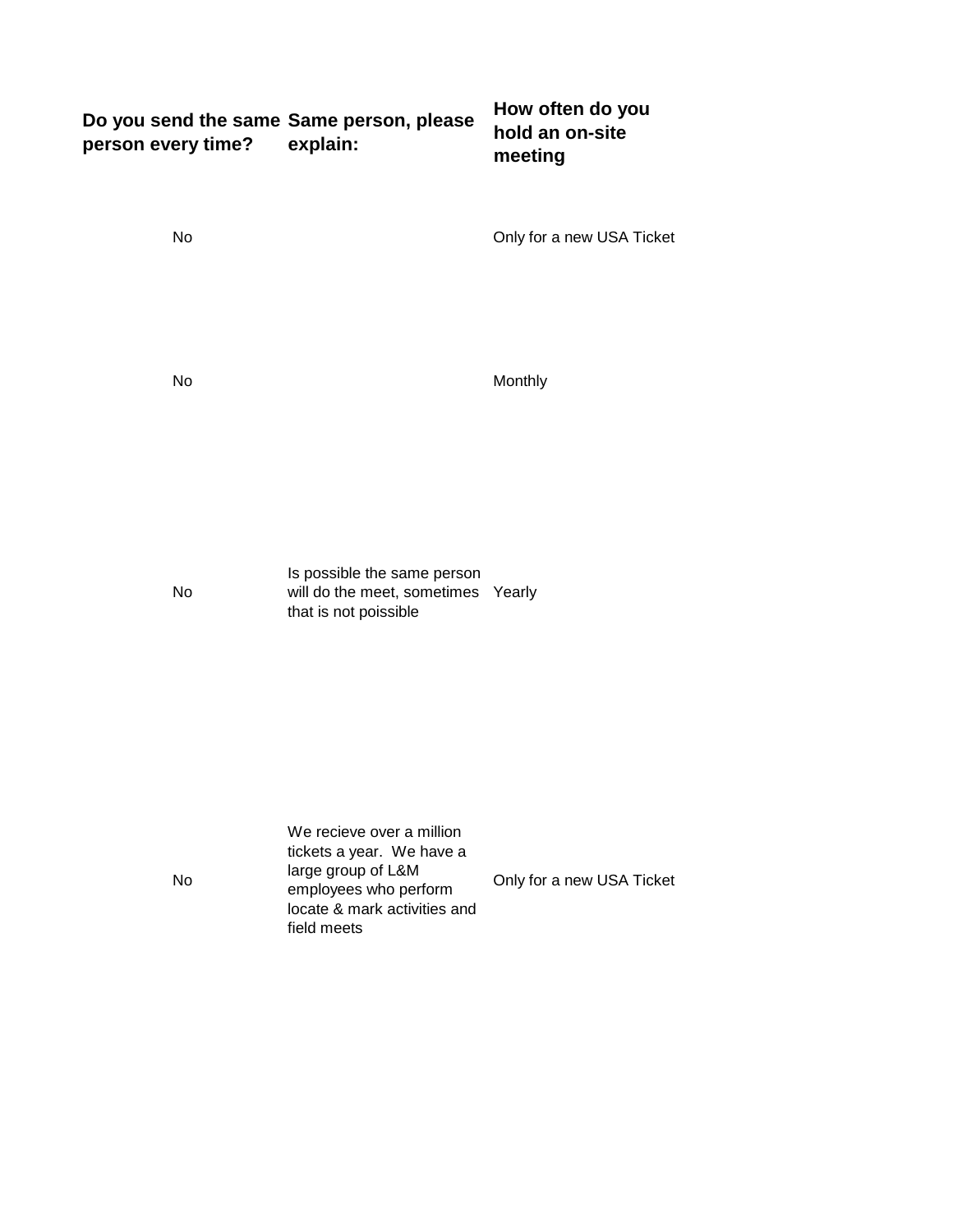| Do you send the same person every time? | Same person, please explain: | How often do you hold an on-site meeting |
|---|---|---|
| No | | Only for a new USA Ticket |
| No | | Monthly |
| No | Is possible the same person will do the meet, sometimes that is not poissible | Yearly |
| No | We recieve over a million tickets a year. We have a large group of L&M employees who perform locate & mark activities and field meets | Only for a new USA Ticket |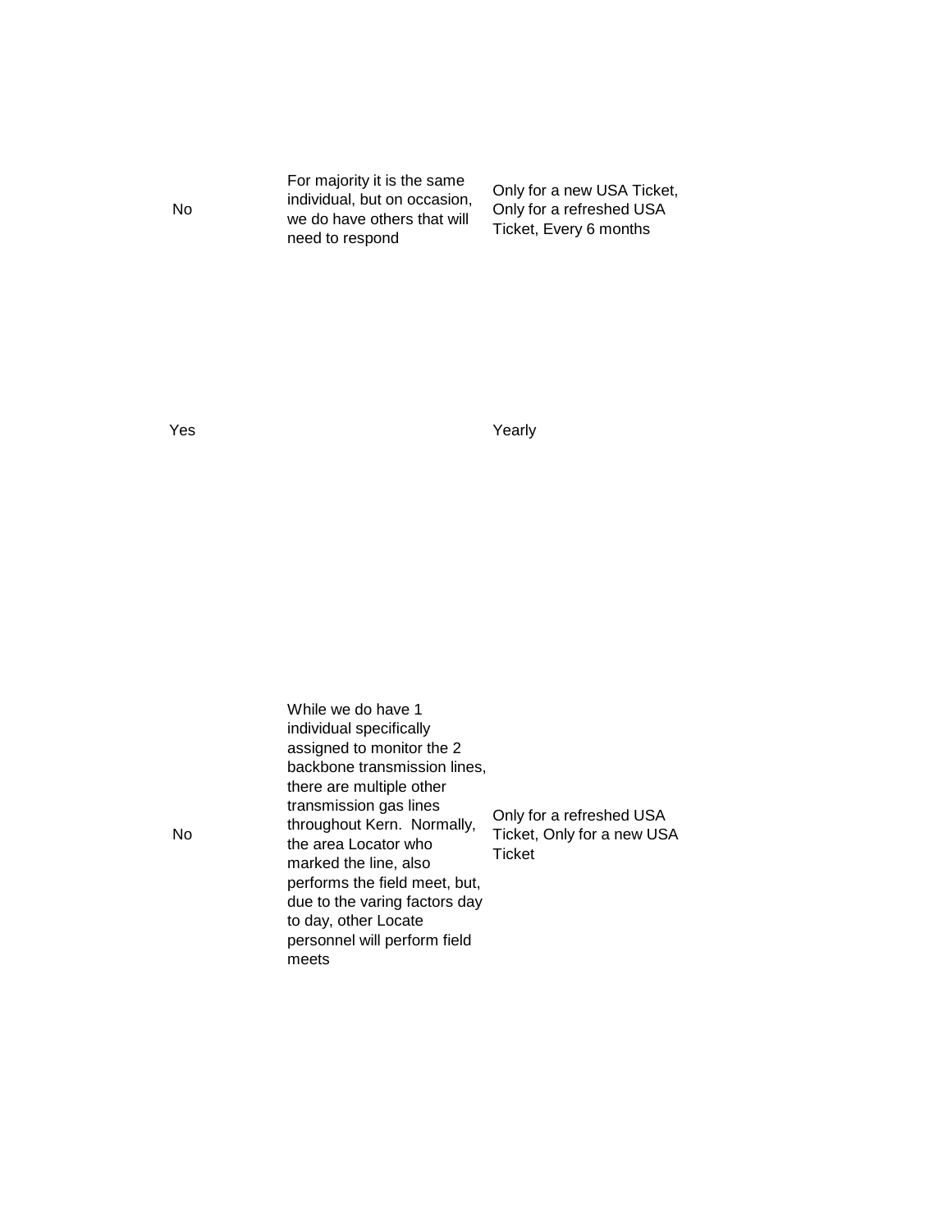| | | |
|---|---|---|
| No | For majority it is the same individual, but on occasion, we do have others that will need to respond | Only for a new USA Ticket, Only for a refreshed USA Ticket, Every 6 months |
| Yes | | Yearly |
| No | While we do have 1 individual specifically assigned to monitor the 2 backbone transmission lines, there are multiple other transmission gas lines throughout Kern. Normally, the area Locator who marked the line, also performs the field meet, but, due to the varing factors day to day, other Locate personnel will perform field meets | Only for a refreshed USA Ticket, Only for a new USA Ticket |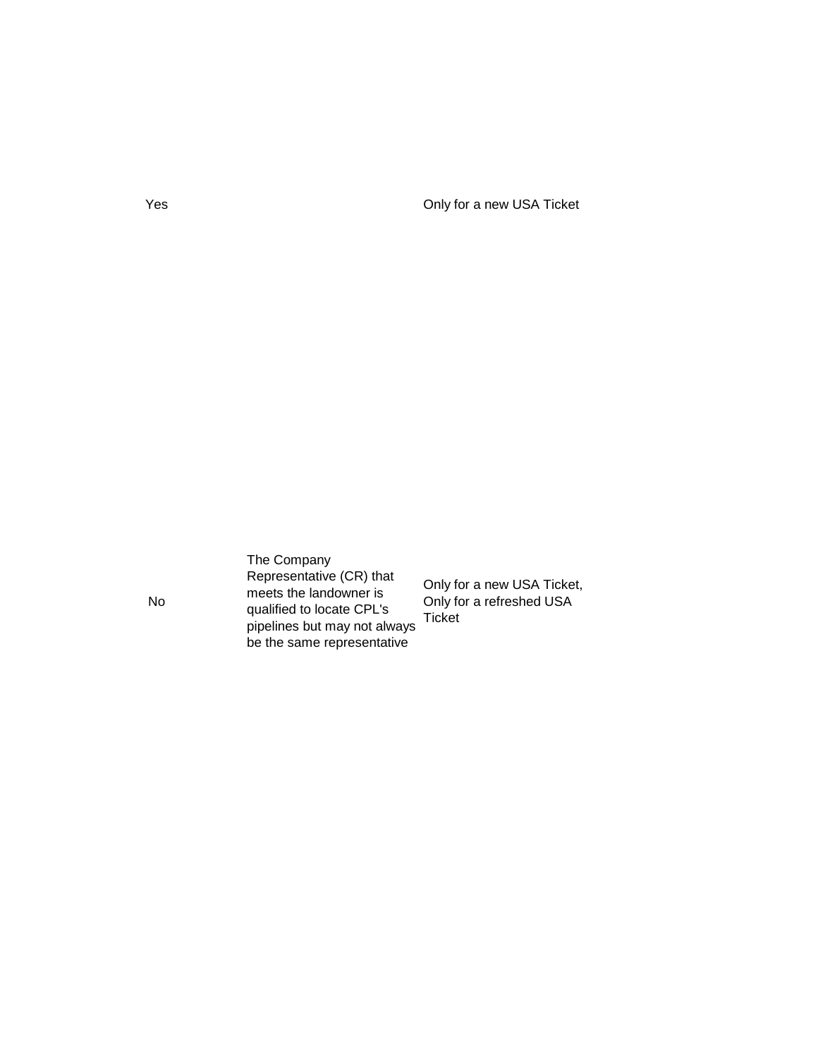| | | |
|---|---|---|
| Yes | | Only for a new USA Ticket |
| No | The Company Representative (CR) that meets the landowner is qualified to locate CPL's pipelines but may not always be the same representative | Only for a new USA Ticket, Only for a refreshed USA Ticket |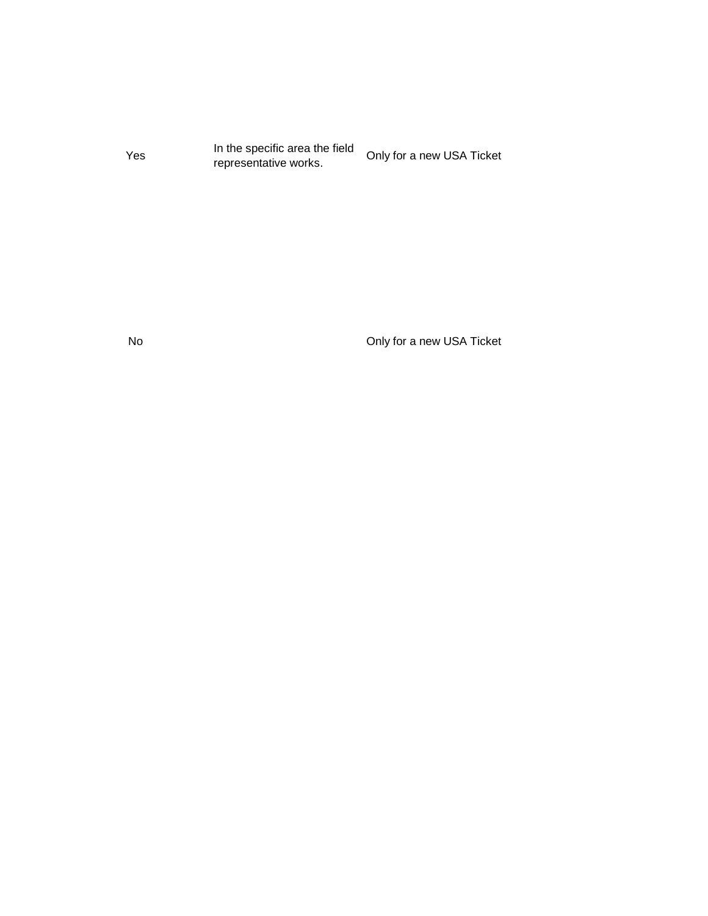| | | |
|---|---|---|
| Yes | In the specific area the field representative works. | Only for a new USA Ticket |
| No | | Only for a new USA Ticket |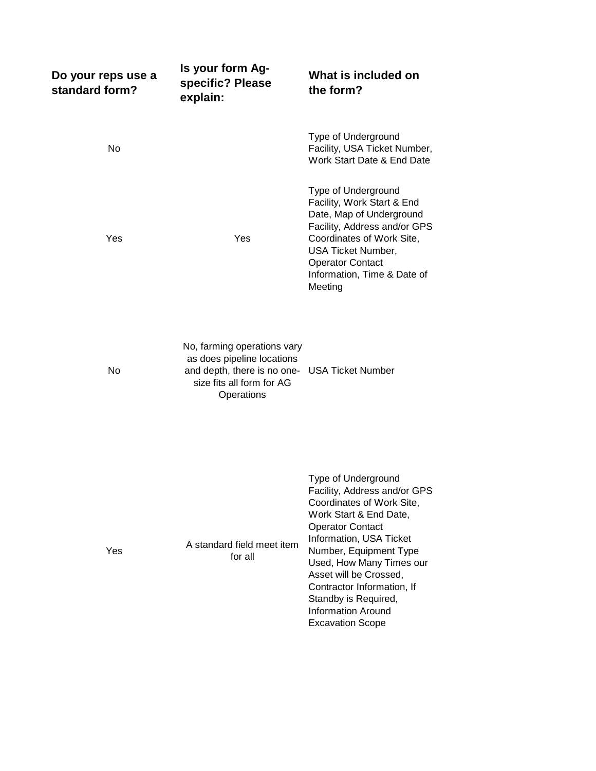| Do your reps use a standard form? | Is your form Ag-specific? Please explain: | What is included on the form? |
| --- | --- | --- |
| No | | Type of Underground Facility, USA Ticket Number, Work Start Date & End Date |
| Yes | Yes | Type of Underground Facility, Work Start & End Date, Map of Underground Facility, Address and/or GPS Coordinates of Work Site, USA Ticket Number, Operator Contact Information, Time & Date of Meeting |
| No | No, farming operations vary as does pipeline locations and depth, there is no one-size fits all form for AG Operations | USA Ticket Number |
| Yes | A standard field meet item for all | Type of Underground Facility, Address and/or GPS Coordinates of Work Site, Work Start & End Date, Operator Contact Information, USA Ticket Number, Equipment Type Used, How Many Times our Asset will be Crossed, Contractor Information, If Standby is Required, Information Around Excavation Scope |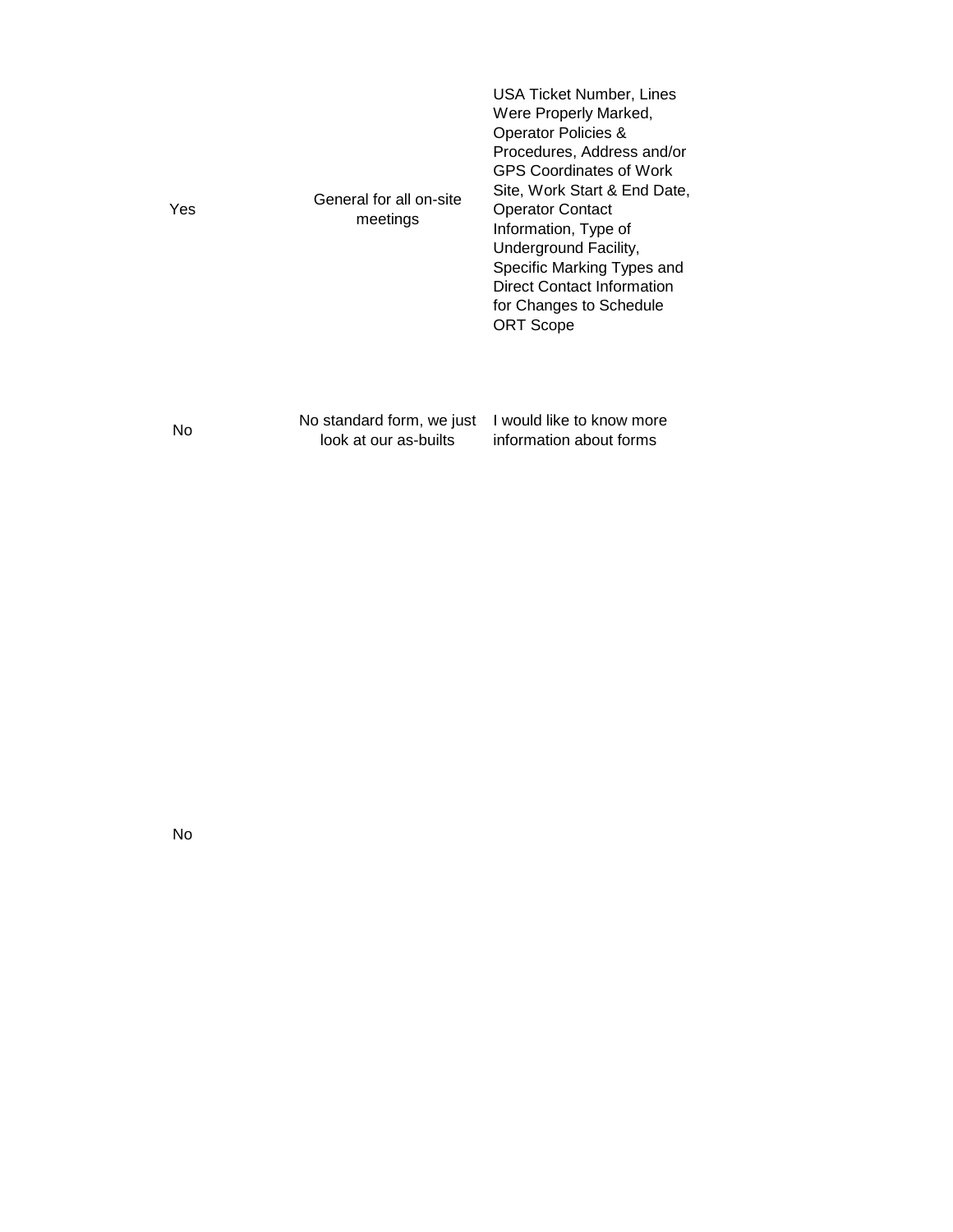| | | |
|---|---|---|
| Yes | General for all on-site meetings | USA Ticket Number, Lines Were Properly Marked, Operator Policies & Procedures, Address and/or GPS Coordinates of Work Site, Work Start & End Date, Operator Contact Information, Type of Underground Facility, Specific Marking Types and Direct Contact Information for Changes to Schedule ORT Scope |
| No | No standard form, we just look at our as-builts | I would like to know more information about forms |
| No | | |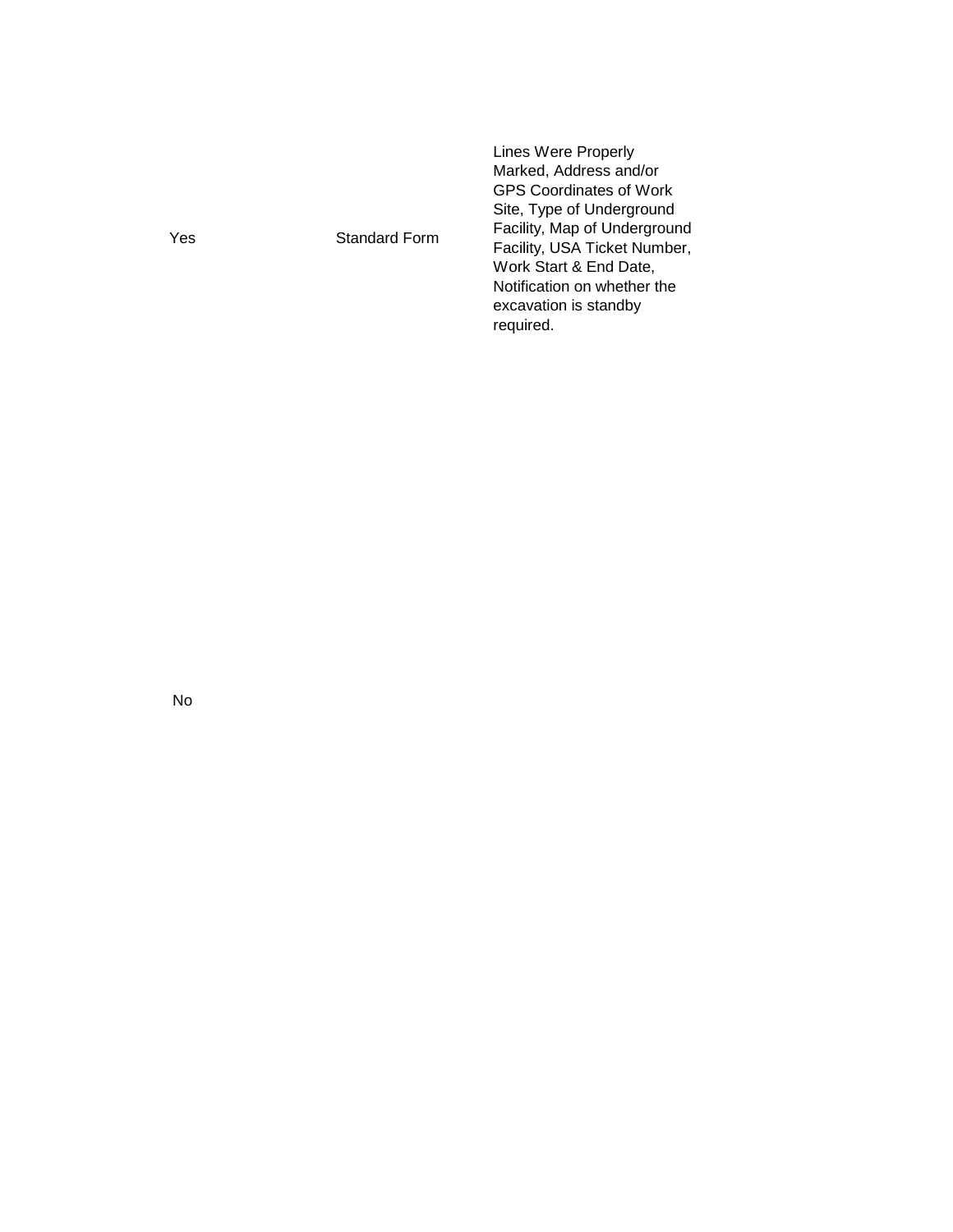| | | |
|---|---|---|
| Yes | Standard Form | Lines Were Properly Marked, Address and/or GPS Coordinates of Work Site, Type of Underground Facility, Map of Underground Facility, USA Ticket Number, Work Start & End Date, Notification on whether the excavation is standby required. |
| No | | |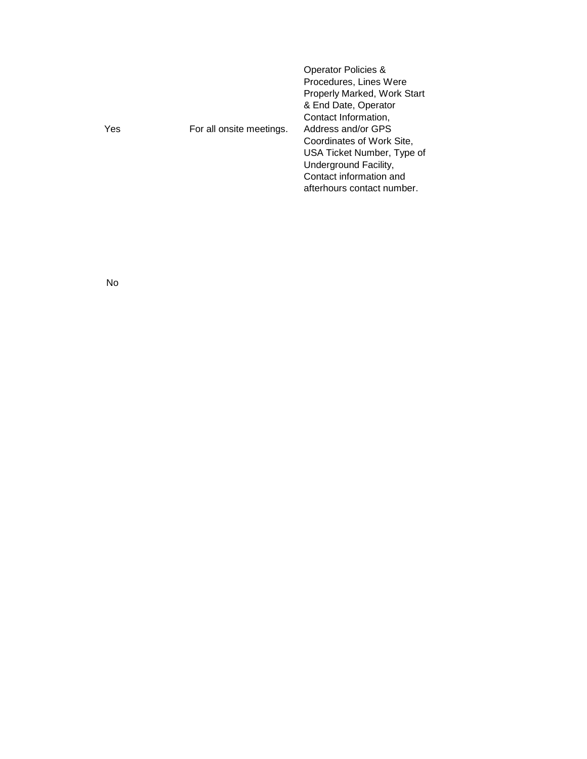| | | |
|---|---|---|
| Yes | For all onsite meetings. | Operator Policies & Procedures, Lines Were Properly Marked, Work Start & End Date, Operator Contact Information, Address and/or GPS Coordinates of Work Site, USA Ticket Number, Type of Underground Facility, Contact information and afterhours contact number. |
| No | | |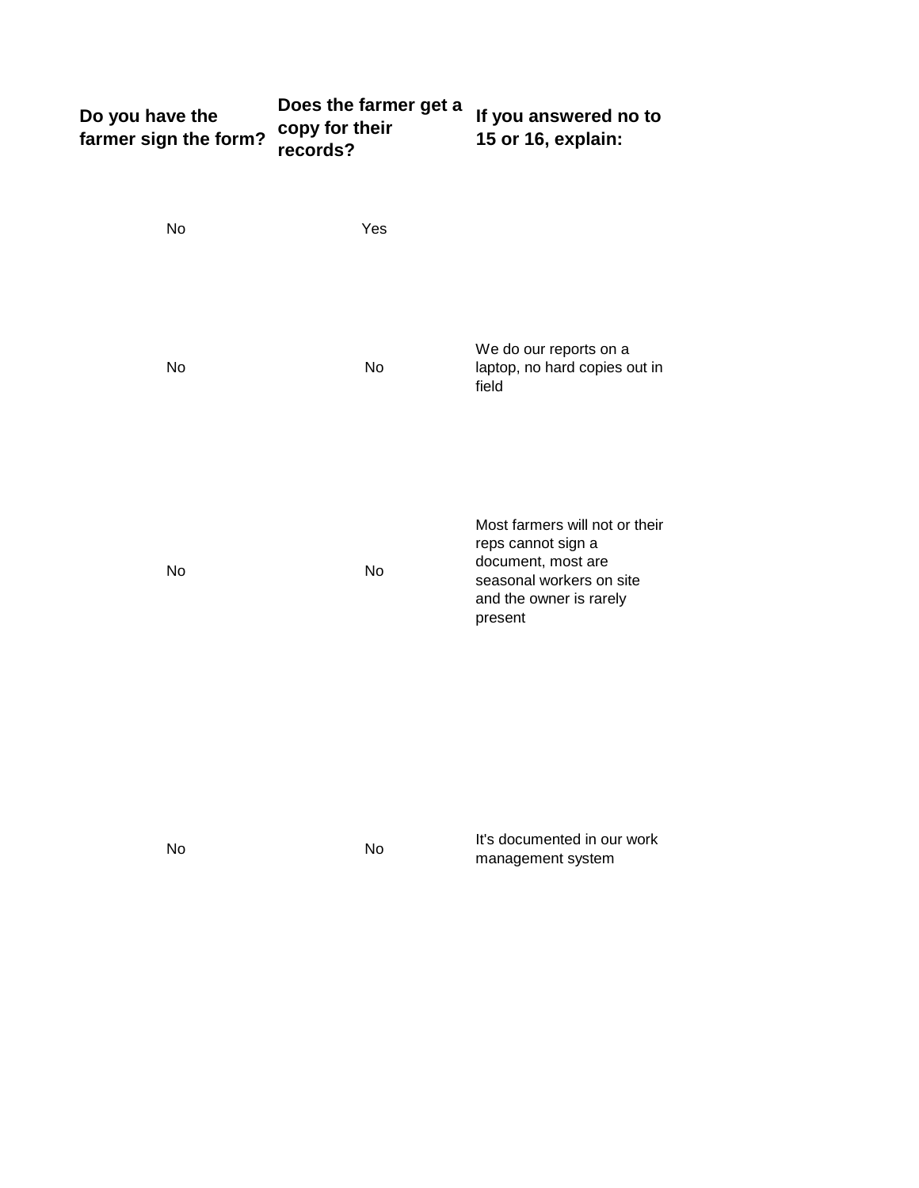| Do you have the farmer sign the form? | Does the farmer get a copy for their records? | If you answered no to 15 or 16, explain: |
|---|---|---|
| No | Yes | |
| No | No | We do our reports on a laptop, no hard copies out in field |
| No | No | Most farmers will not or their reps cannot sign a document, most are seasonal workers on site and the owner is rarely present |
| No | No | It's documented in our work management system |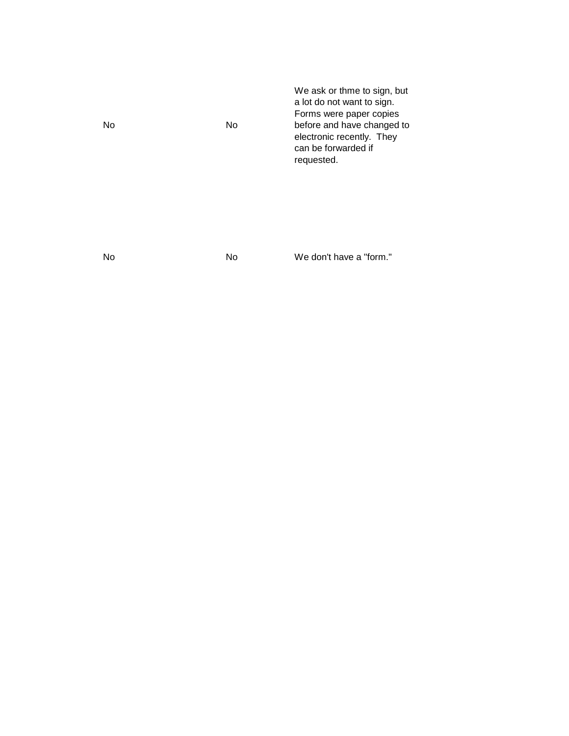| | | |
|---|---|---|
| No | No | We ask or thme to sign, but a lot do not want to sign. Forms were paper copies before and have changed to electronic recently. They can be forwarded if requested. |
| No | No | We don't have a "form." |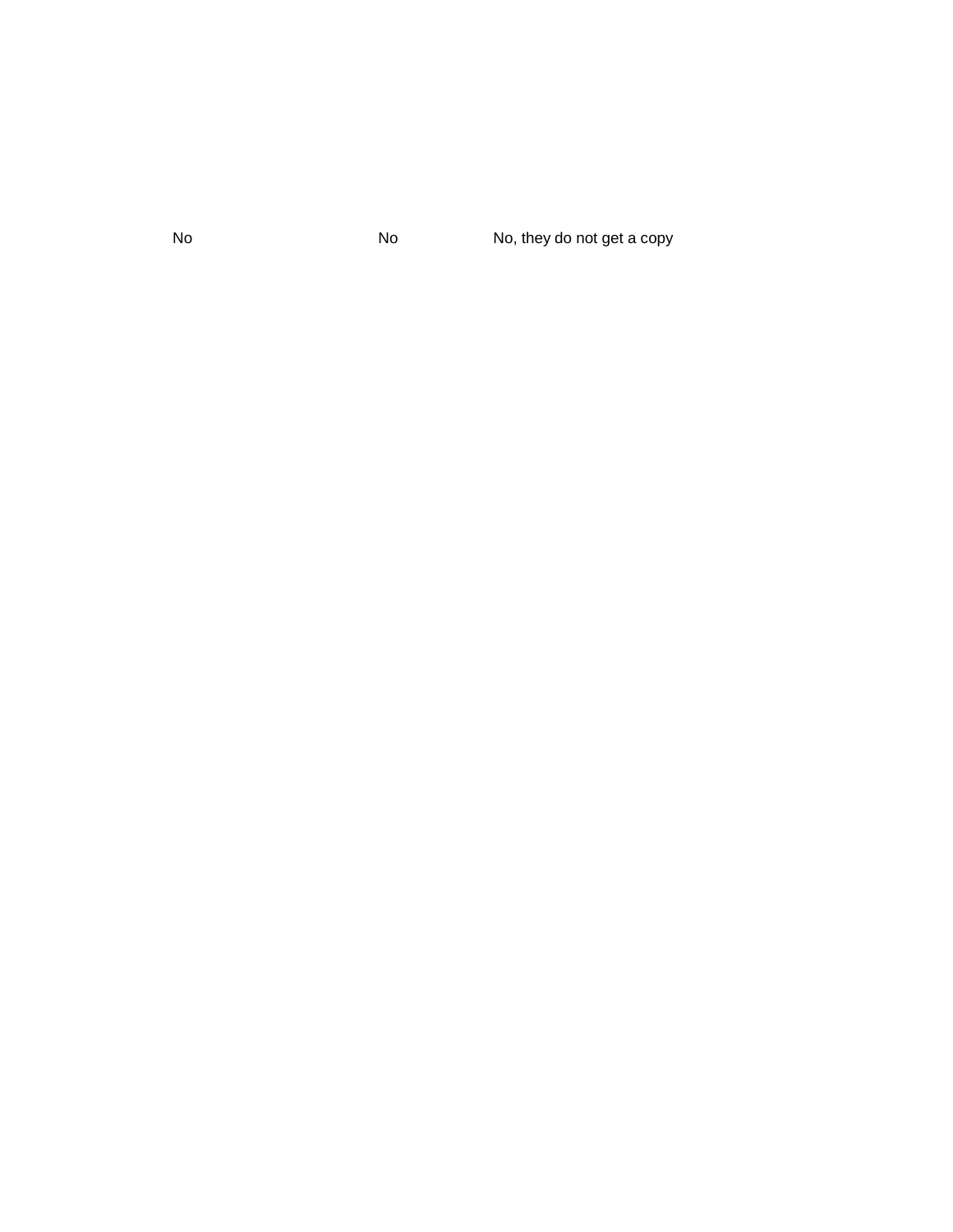| | | |
|---|---|---|
| No | No | No, they do not get a copy |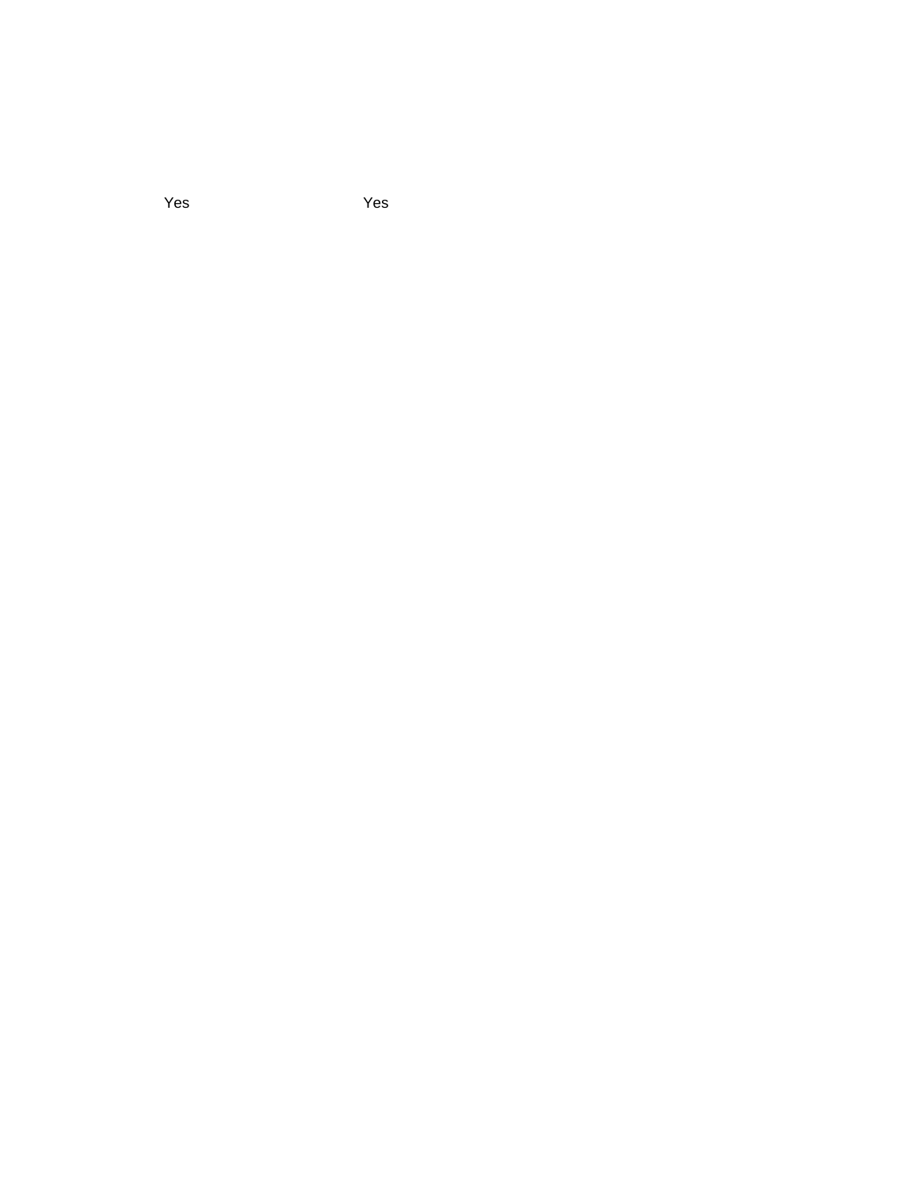Yes Yes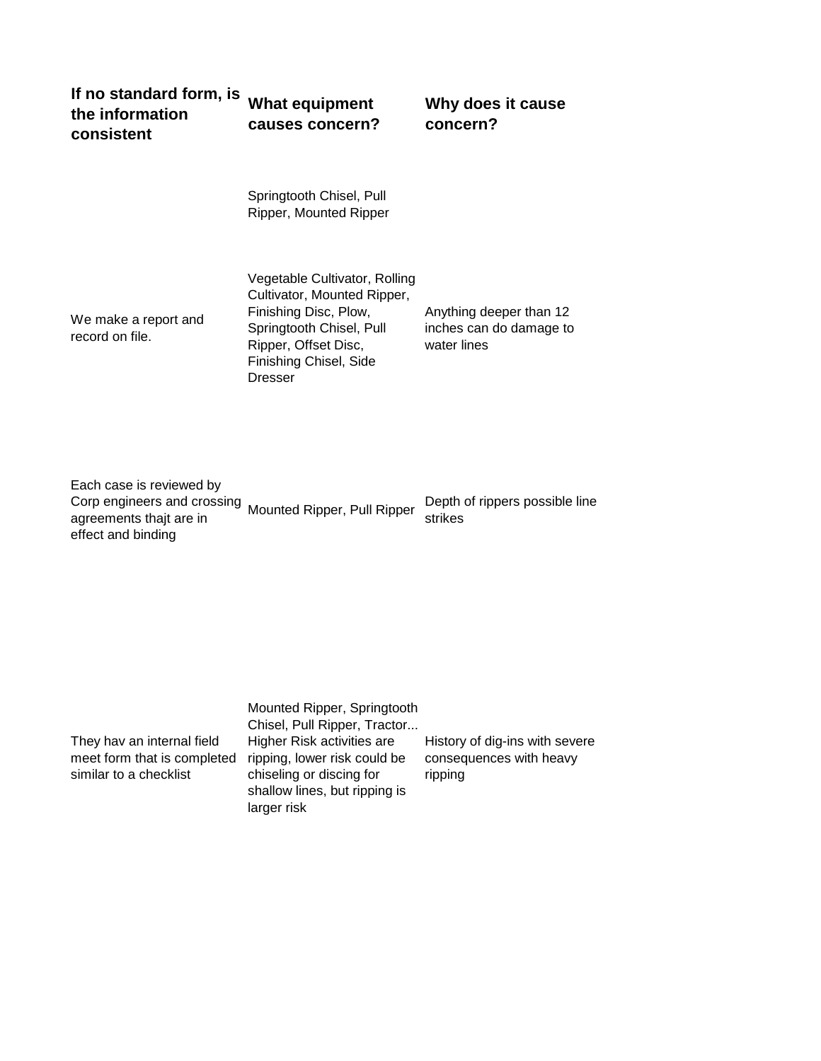| If no standard form, is the information consistent | What equipment causes concern? | Why does it cause concern? |
|---|---|---|
| | Springtooth Chisel, Pull Ripper, Mounted Ripper | |
| We make a report and record on file. | Vegetable Cultivator, Rolling Cultivator, Mounted Ripper, Finishing Disc, Plow, Springtooth Chisel, Pull Ripper, Offset Disc, Finishing Chisel, Side Dresser | Anything deeper than 12 inches can do damage to water lines |
| Each case is reviewed by Corp engineers and crossing agreements thajt are in effect and binding | Mounted Ripper, Pull Ripper | Depth of rippers possible line strikes |
| They hav an internal field meet form that is completed similar to a checklist | Mounted Ripper, Springtooth Chisel, Pull Ripper, Tractor... Higher Risk activities are ripping, lower risk could be chiseling or discing for shallow lines, but ripping is larger risk | History of dig-ins with severe consequences with heavy ripping |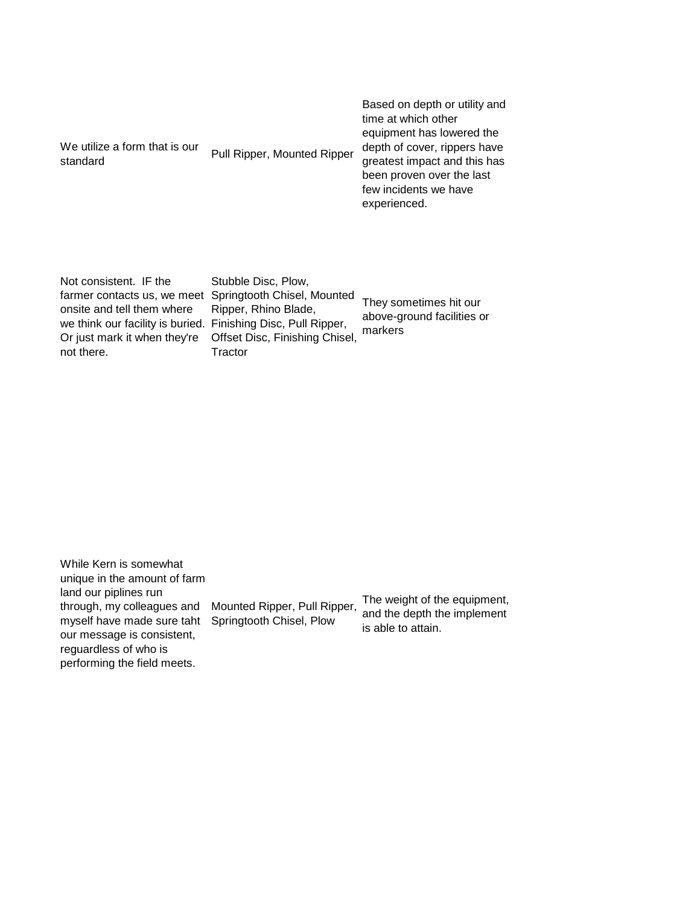| | | |
|---|---|---|
| We utilize a form that is our standard | Pull Ripper, Mounted Ripper | Based on depth or utility and time at which other equipment has lowered the depth of cover, rippers have greatest impact and this has been proven over the last few incidents we have experienced. |
| Not consistent. IF the farmer contacts us, we meet onsite and tell them where we think our facility is buried. Or just mark it when they're not there. | Stubble Disc, Plow, Springtooth Chisel, Mounted Ripper, Rhino Blade, Finishing Disc, Pull Ripper, Offset Disc, Finishing Chisel, Tractor | They sometimes hit our above-ground facilities or markers |
| While Kern is somewhat unique in the amount of farm land our piplines run through, my colleagues and myself have made sure taht our message is consistent, reguardless of who is performing the field meets. | Mounted Ripper, Pull Ripper, Springtooth Chisel, Plow | The weight of the equipment, and the depth the implement is able to attain. |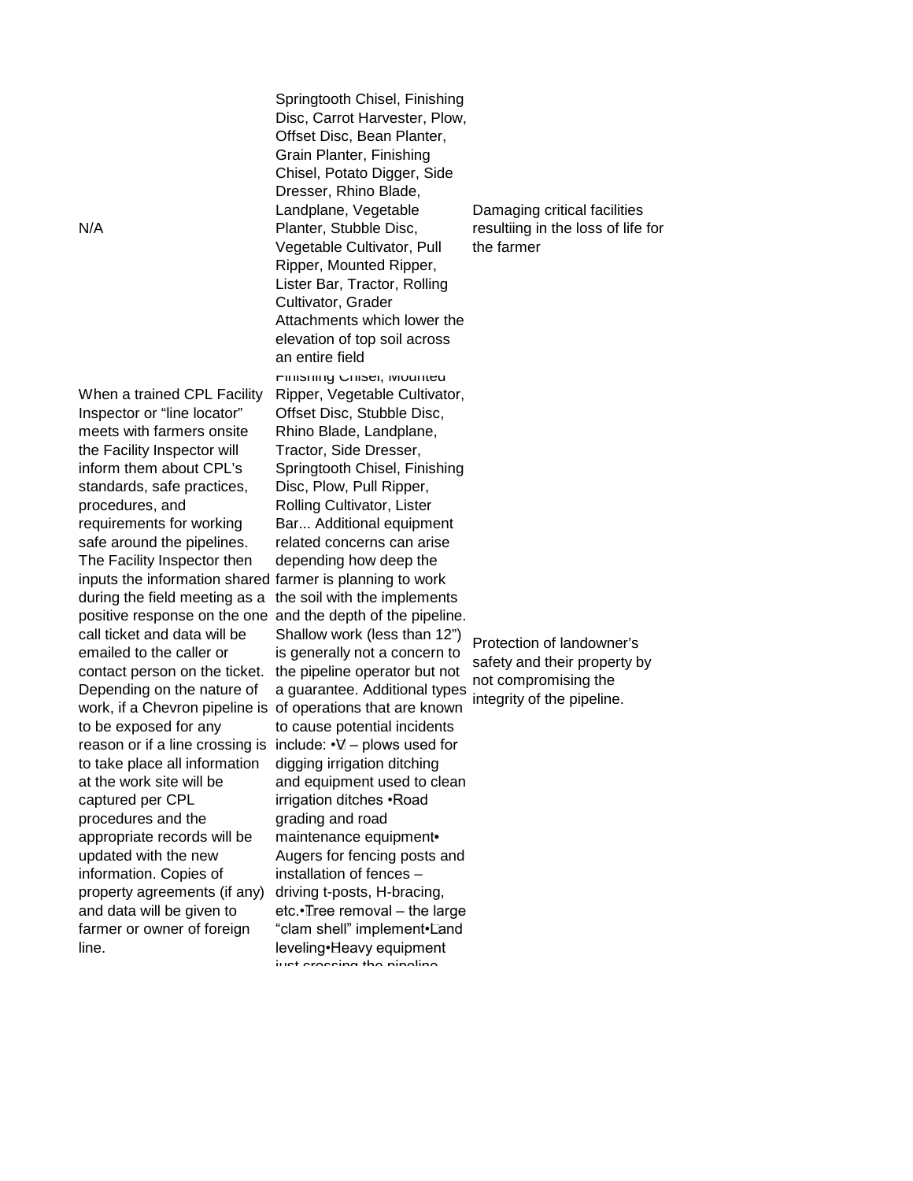| | | |
|---|---|---|
| N/A | Springtooth Chisel, Finishing Disc, Carrot Harvester, Plow, Offset Disc, Bean Planter, Grain Planter, Finishing Chisel, Potato Digger, Side Dresser, Rhino Blade, Landplane, Vegetable Planter, Stubble Disc, Vegetable Cultivator, Pull Ripper, Mounted Ripper, Lister Bar, Tractor, Rolling Cultivator, Grader Attachments which lower the elevation of top soil across an entire field | Damaging critical facilities resultiing in the loss of life for the farmer |
| When a trained CPL Facility Inspector or "line locator" meets with farmers onsite the Facility Inspector will inform them about CPL's standards, safe practices, procedures, and requirements for working safe around the pipelines. The Facility Inspector then inputs the information shared during the field meeting as a positive response on the one call ticket and data will be emailed to the caller or contact person on the ticket. Depending on the nature of work, if a Chevron pipeline is to be exposed for any reason or if a line crossing is to take place all information at the work site will be captured per CPL procedures and the appropriate records will be updated with the new information. Copies of property agreements (if any) and data will be given to farmer or owner of foreign line. | Finishing Chisel, Mounted Ripper, Vegetable Cultivator, Offset Disc, Stubble Disc, Rhino Blade, Landplane, Tractor, Side Dresser, Springtooth Chisel, Finishing Disc, Plow, Pull Ripper, Rolling Cultivator, Lister Bar... Additional equipment related concerns can arise depending how deep the farmer is planning to work the soil with the implements and the depth of the pipeline. Shallow work (less than 12") is generally not a concern to the pipeline operator but not a guarantee. Additional types of operations that are known to cause potential incidents include: •V – plows used for digging irrigation ditching and equipment used to clean irrigation ditches •Road grading and road maintenance equipment• Augers for fencing posts and installation of fences – driving t-posts, H-bracing, etc.•Tree removal – the large "clam shell" implement•Land leveling•Heavy equipment just crossing the pipeline | Protection of landowner's safety and their property by not compromising the integrity of the pipeline. |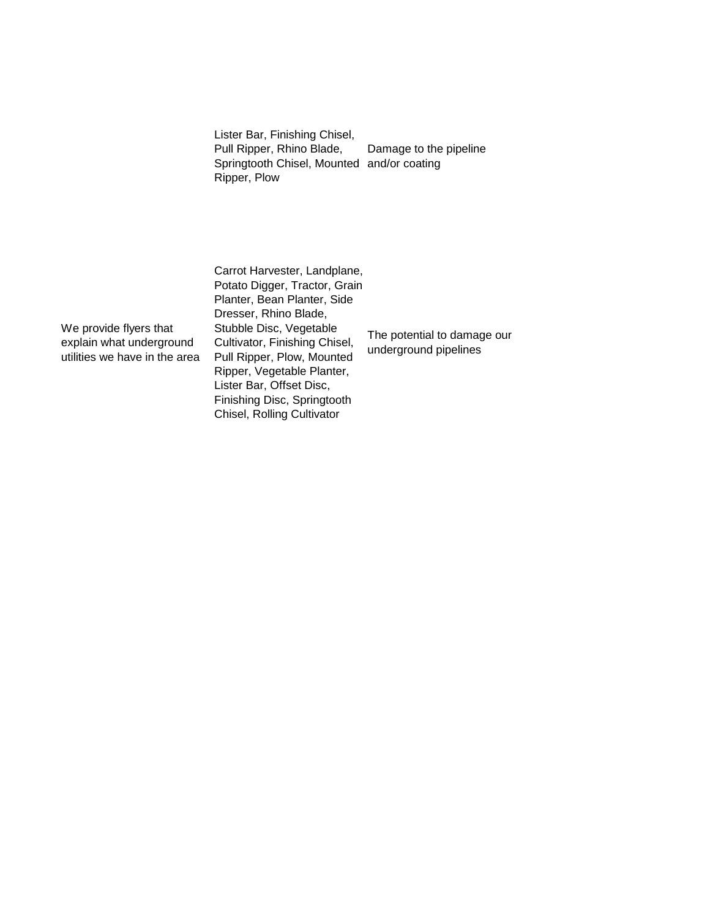| | | |
|---|---|---|
| | Lister Bar, Finishing Chisel, Pull Ripper, Rhino Blade, Springtooth Chisel, Mounted Ripper, Plow | Damage to the pipeline and/or coating |
| We provide flyers that explain what underground utilities we have in the area | Carrot Harvester, Landplane, Potato Digger, Tractor, Grain Planter, Bean Planter, Side Dresser, Rhino Blade, Stubble Disc, Vegetable Cultivator, Finishing Chisel, Pull Ripper, Plow, Mounted Ripper, Vegetable Planter, Lister Bar, Offset Disc, Finishing Disc, Springtooth Chisel, Rolling Cultivator | The potential to damage our underground pipelines |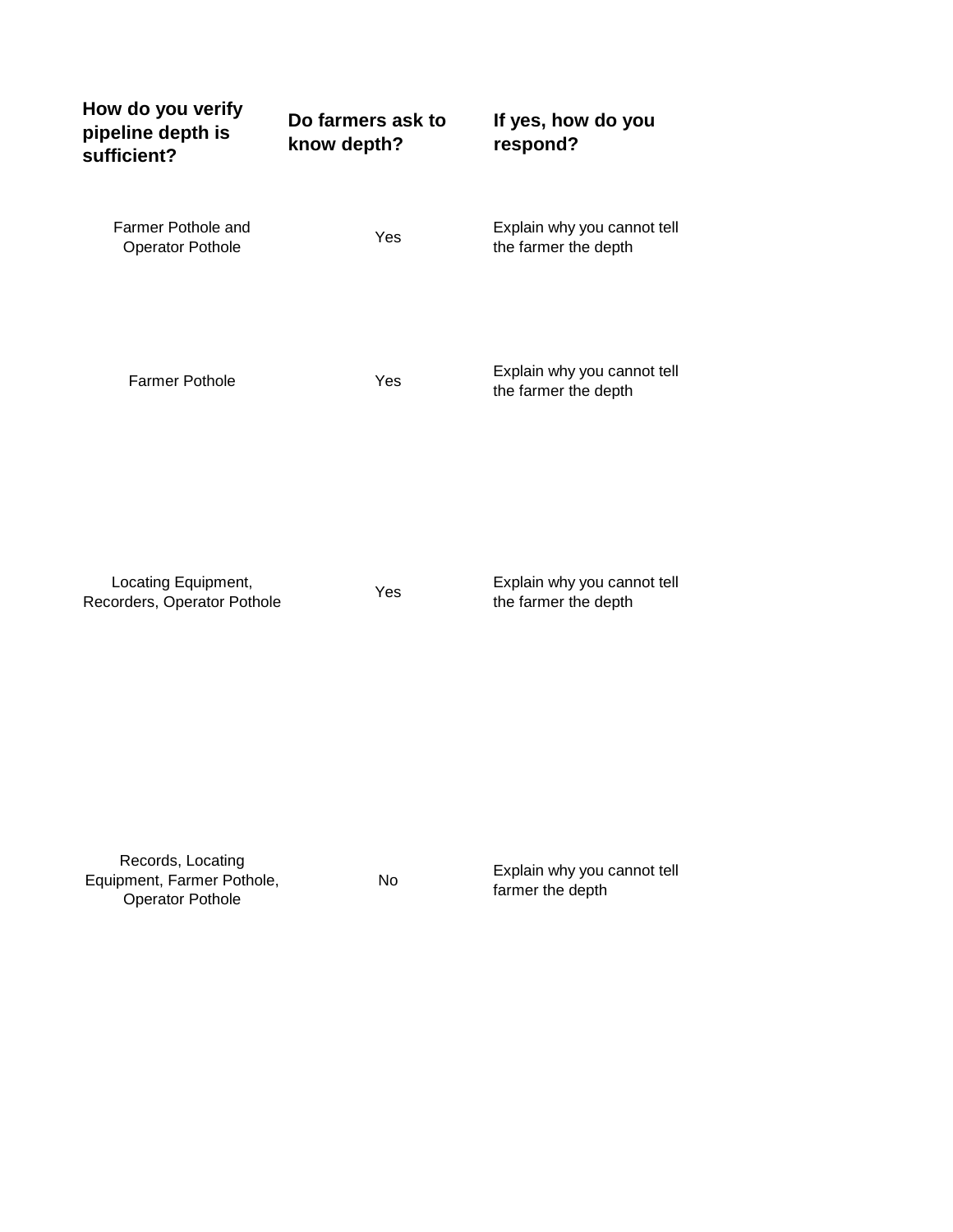| How do you verify pipeline depth is sufficient? | Do farmers ask to know depth? | If yes, how do you respond? |
| --- | --- | --- |
| Farmer Pothole and Operator Pothole | Yes | Explain why you cannot tell the farmer the depth |
| Farmer Pothole | Yes | Explain why you cannot tell the farmer the depth |
| Locating Equipment, Recorders, Operator Pothole | Yes | Explain why you cannot tell the farmer the depth |
| Records, Locating Equipment, Farmer Pothole, Operator Pothole | No | Explain why you cannot tell farmer the depth |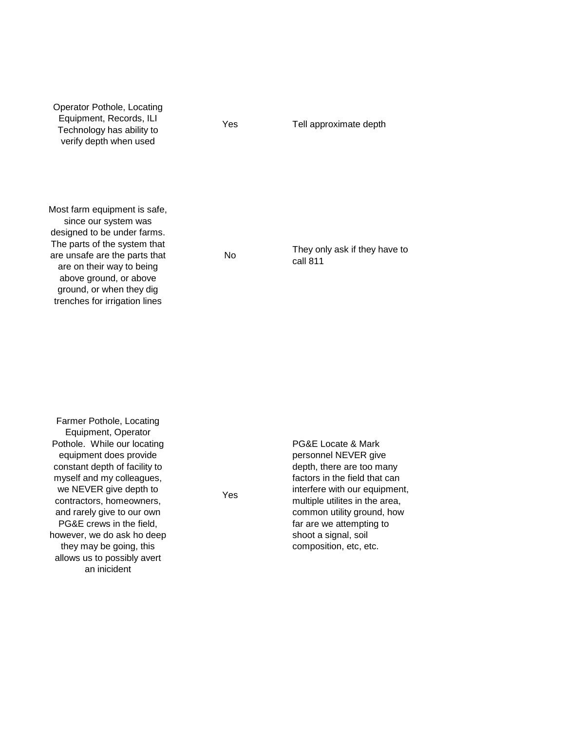| | | |
|---|---|---|
| Operator Pothole, Locating Equipment, Records, ILI Technology has ability to verify depth when used | Yes | Tell approximate depth |
| Most farm equipment is safe, since our system was designed to be under farms. The parts of the system that are unsafe are the parts that are on their way to being above ground, or above ground, or when they dig trenches for irrigation lines | No | They only ask if they have to call 811 |
| Farmer Pothole, Locating Equipment, Operator Pothole. While our locating equipment does provide constant depth of facility to myself and my colleagues, we NEVER give depth to contractors, homeowners, and rarely give to our own PG&E crews in the field, however, we do ask ho deep they may be going, this allows us to possibly avert an inicident | Yes | PG&E Locate & Mark personnel NEVER give depth, there are too many factors in the field that can interfere with our equipment, multiple utilites in the area, common utility ground, how far are we attempting to shoot a signal, soil composition, etc, etc. |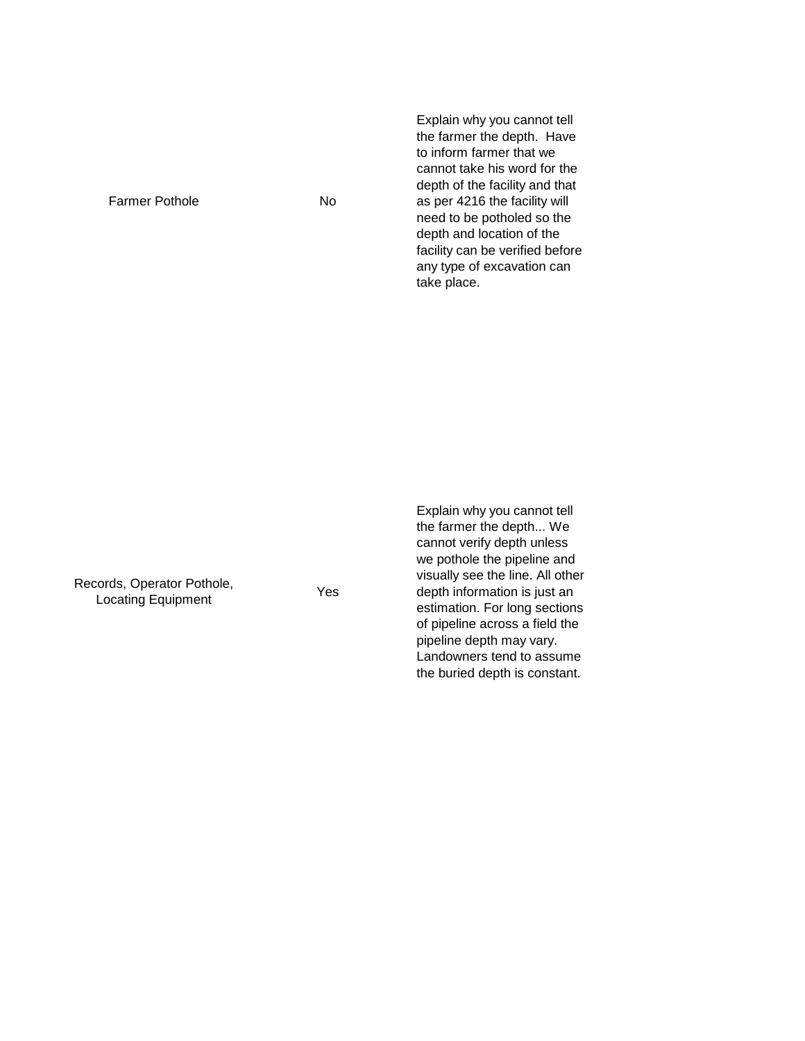| | | |
|---|---|---|
| Farmer Pothole | No | Explain why you cannot tell the farmer the depth.  Have to inform farmer that we cannot take his word for the depth of the facility and that as per 4216 the facility will need to be potholed so the depth and location of the facility can be verified before any type of excavation can take place. |
| Records, Operator Pothole, Locating Equipment | Yes | Explain why you cannot tell the farmer the depth... We cannot verify depth unless we pothole the pipeline and visually see the line. All other depth information is just an estimation. For long sections of pipeline across a field the pipeline depth may vary. Landowners tend to assume the buried depth is constant. |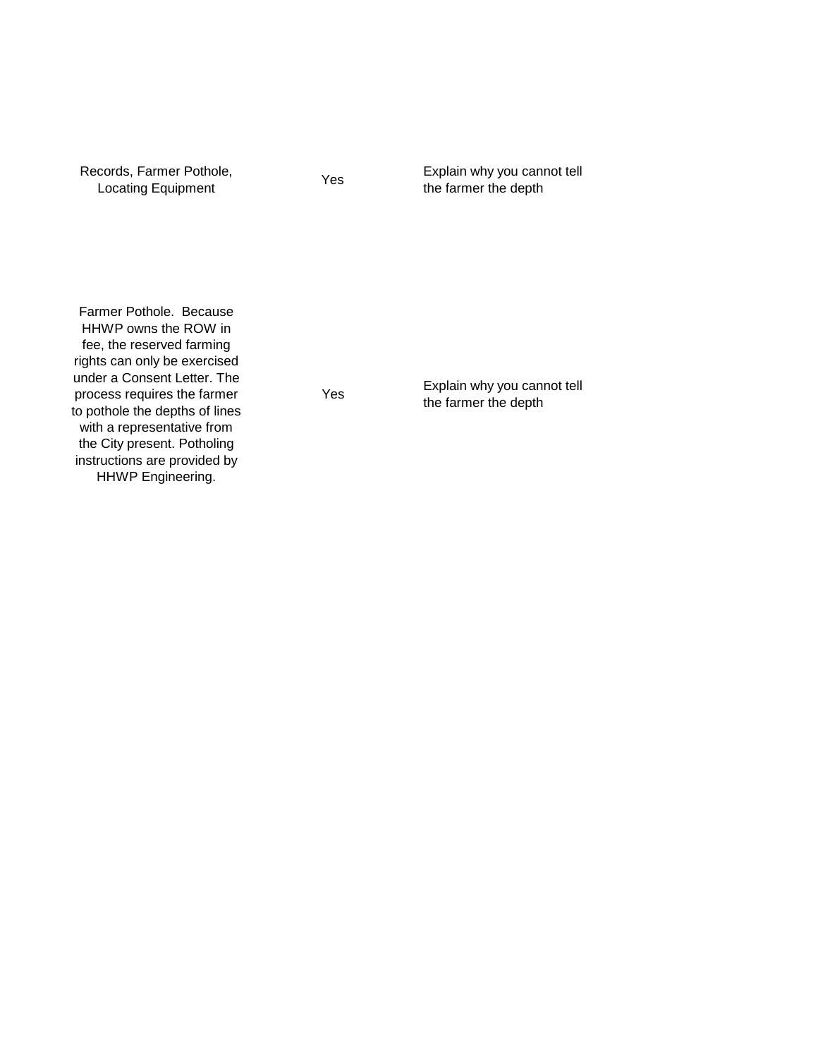| | | |
|---|---|---|
| Records, Farmer Pothole, Locating Equipment | Yes | Explain why you cannot tell the farmer the depth |
| Farmer Pothole. Because HHWP owns the ROW in fee, the reserved farming rights can only be exercised under a Consent Letter. The process requires the farmer to pothole the depths of lines with a representative from the City present. Potholing instructions are provided by HHWP Engineering. | Yes | Explain why you cannot tell the farmer the depth |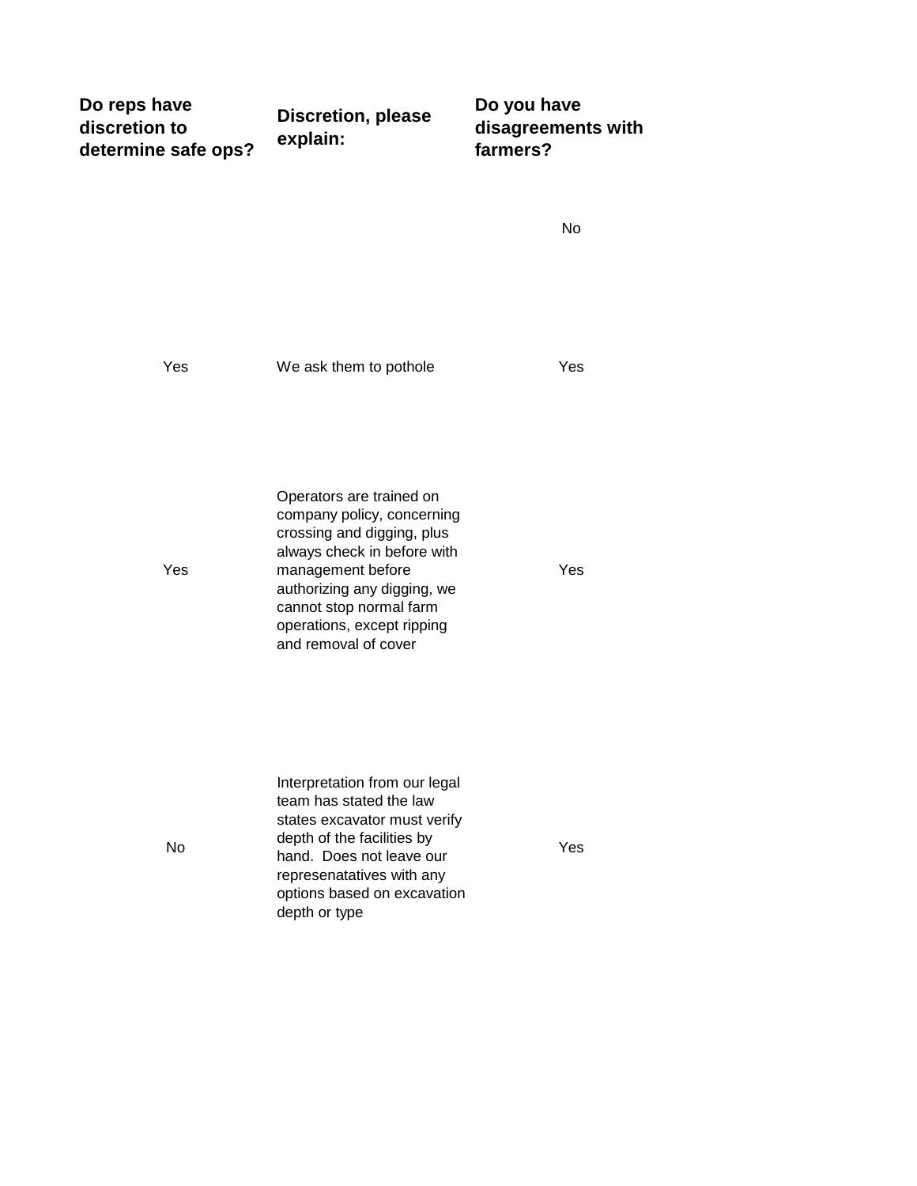| Do reps have discretion to determine safe ops? | Discretion, please explain: | Do you have disagreements with farmers? |
|---|---|---|
| | | No |
| Yes | We ask them to pothole | Yes |
| Yes | Operators are trained on company policy, concerning crossing and digging, plus always check in before with management before authorizing any digging, we cannot stop normal farm operations, except ripping and removal of cover | Yes |
| No | Interpretation from our legal team has stated the law states excavator must verify depth of the facilities by hand. Does not leave our represenatatives with any options based on excavation depth or type | Yes |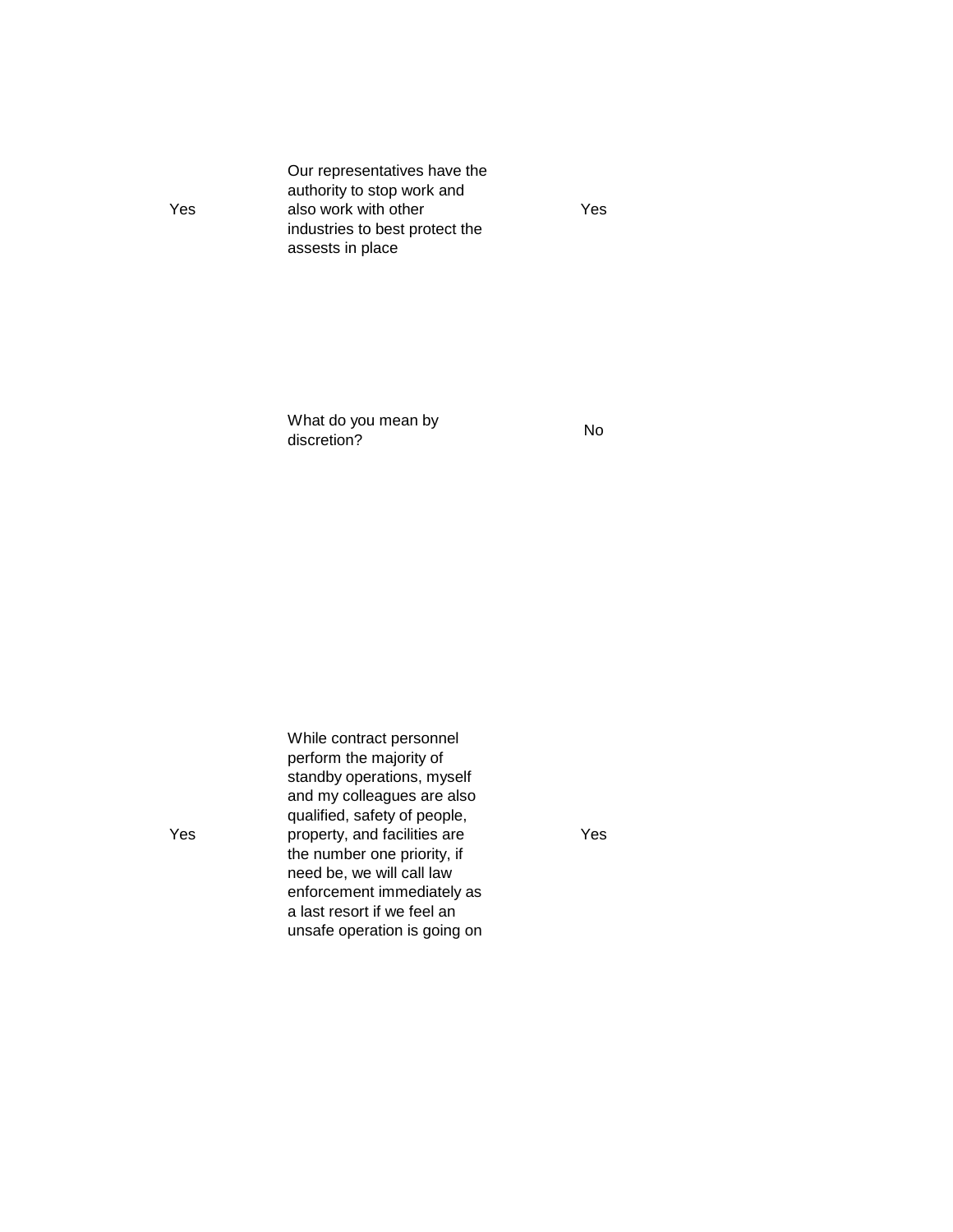| | | |
|---|---|---|
| Yes | Our representatives have the authority to stop work and also work with other industries to best protect the assests in place | Yes |
| | What do you mean by discretion? | No |
| Yes | While contract personnel perform the majority of standby operations, myself and my colleagues are also qualified, safety of people, property, and facilities are the number one priority, if need be, we will call law enforcement immediately as a last resort if we feel an unsafe operation is going on | Yes |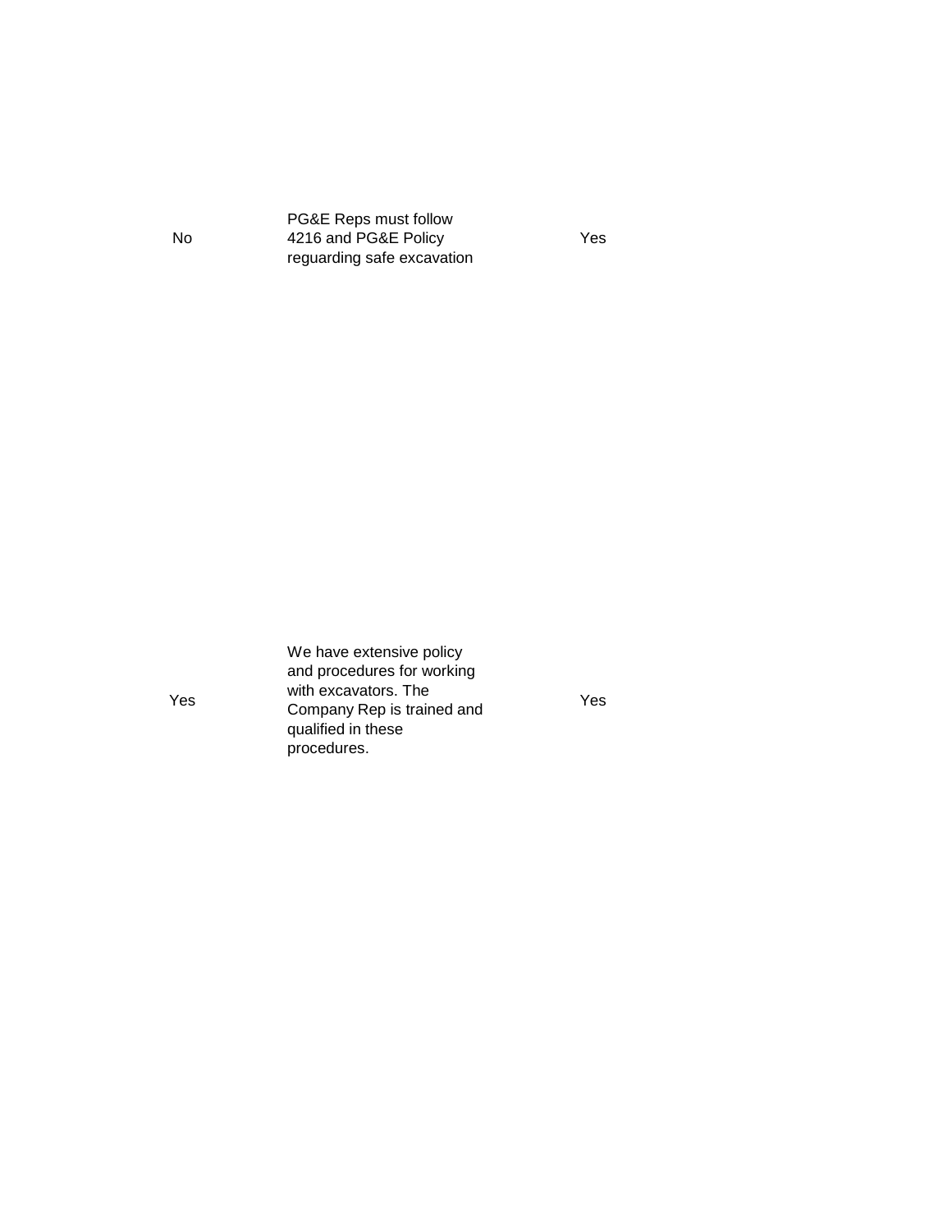| | | |
|---|---|---|
| No | PG&E Reps must follow 4216 and PG&E Policy reguarding safe excavation | Yes |
| Yes | We have extensive policy and procedures for working with excavators. The Company Rep is trained and qualified in these procedures. | Yes |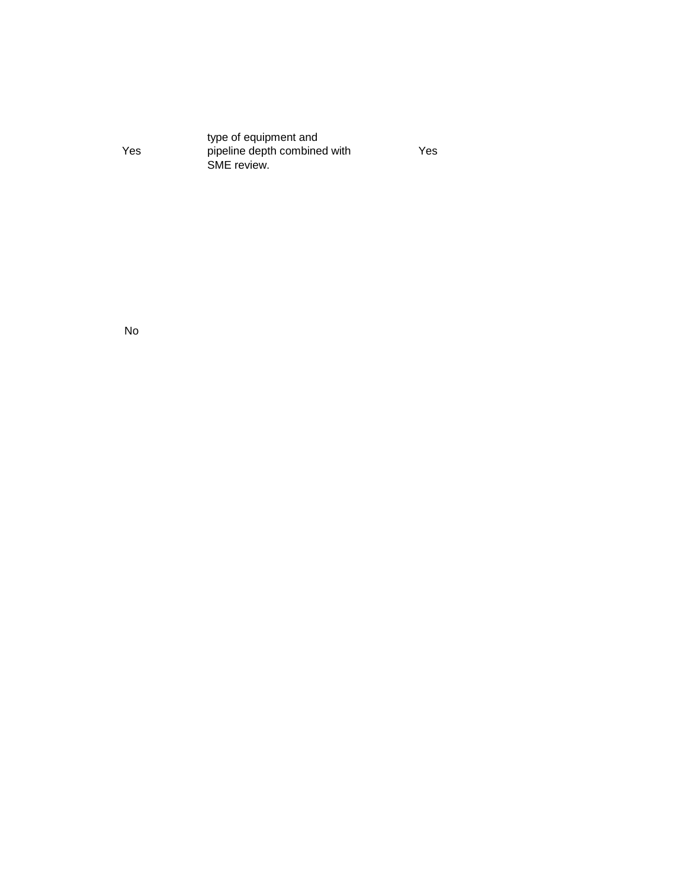| | | |
|---|---|---|
| Yes | type of equipment and pipeline depth combined with SME review. | Yes |
| No | | |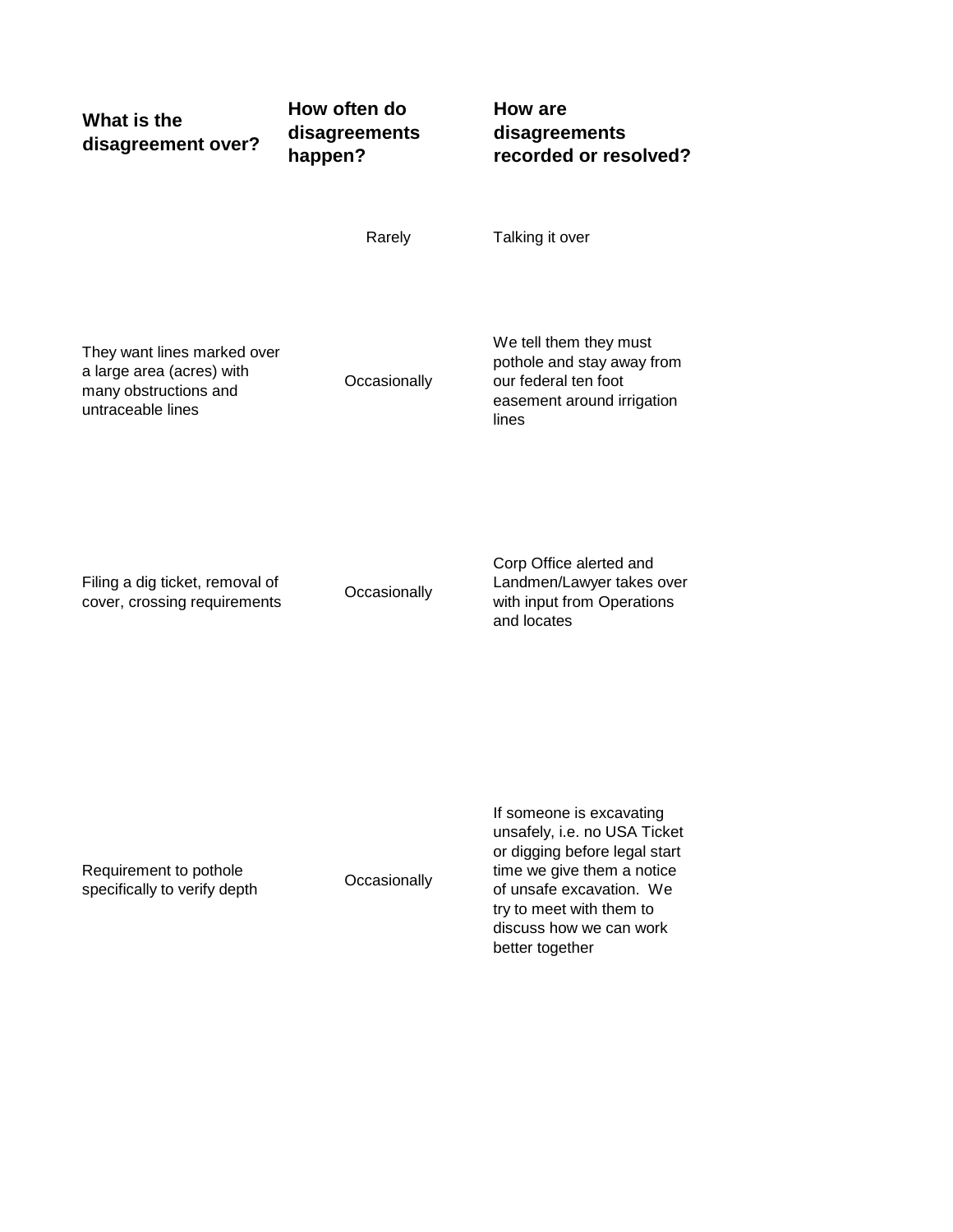| What is the disagreement over? | How often do disagreements happen? | How are disagreements recorded or resolved? |
|---|---|---|
| | Rarely | Talking it over |
| They want lines marked over a large area (acres) with many obstructions and untraceable lines | Occasionally | We tell them they must pothole and stay away from our federal ten foot easement around irrigation lines |
| Filing a dig ticket, removal of cover, crossing requirements | Occasionally | Corp Office alerted and Landmen/Lawyer takes over with input from Operations and locates |
| Requirement to pothole specifically to verify depth | Occasionally | If someone is excavating unsafely, i.e. no USA Ticket or digging before legal start time we give them a notice of unsafe excavation. We try to meet with them to discuss how we can work better together |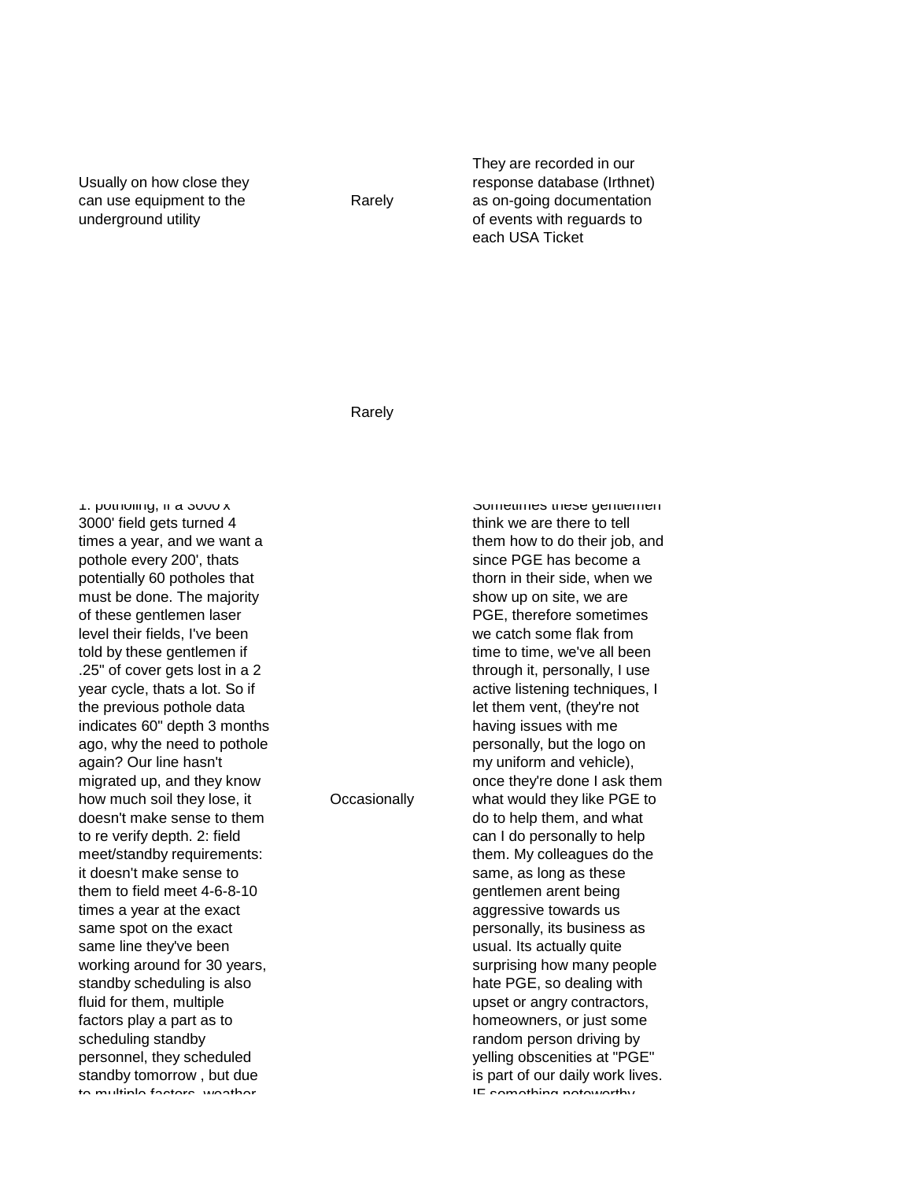| | | |
|---|---|---|
| Usually on how close they can use equipment to the underground utility | Rarely | They are recorded in our response database (Irthnet) as on-going documentation of events with reguards to each USA Ticket |
| | Rarely | |
| 1: potholing, if a 3000'x 3000' field gets turned 4 times a year, and we want a pothole every 200', thats potentially 60 potholes that must be done. The majority of these gentlemen laser level their fields, I've been told by these gentlemen if .25" of cover gets lost in a 2 year cycle, thats a lot. So if the previous pothole data indicates 60" depth 3 months ago, why the need to pothole again? Our line hasn't migrated up, and they know how much soil they lose, it doesn't make sense to them to re verify depth. 2: field meet/standby requirements: it doesn't make sense to them to field meet 4-6-8-10 times a year at the exact same spot on the exact same line they've been working around for 30 years, standby scheduling is also fluid for them, multiple factors play a part as to scheduling standby personnel, they scheduled standby tomorrow , but due to multiple factors, weather | Occasionally | Sometimes these gentlemen think we are there to tell them how to do their job, and since PGE has become a thorn in their side, when we show up on site, we are PGE, therefore sometimes we catch some flak from time to time, we've all been through it, personally, I use active listening techniques, I let them vent, (they're not having issues with me personally, but the logo on my uniform and vehicle), once they're done I ask them what would they like PGE to do to help them, and what can I do personally to help them. My colleagues do the same, as long as these gentlemen arent being aggressive towards us personally, its business as usual. Its actually quite surprising how many people hate PGE, so dealing with upset or angry contractors, homeowners, or just some random person driving by yelling obscenities at "PGE" is part of our daily work lives. IF something noteworthy |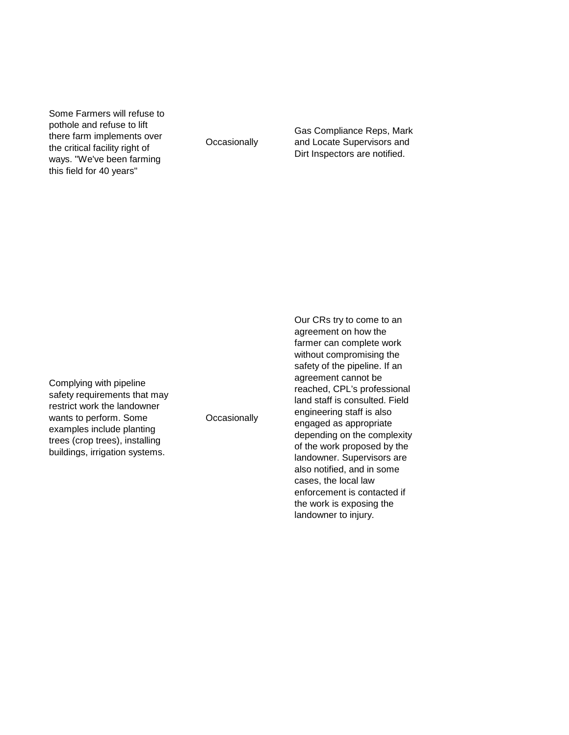| | | |
|---|---|---|
| Some Farmers will refuse to pothole and refuse to lift there farm implements over the critical facility right of ways. "We've been farming this field for 40 years" | Occasionally | Gas Compliance Reps, Mark and Locate Supervisors and Dirt Inspectors are notified. |
| Complying with pipeline safety requirements that may restrict work the landowner wants to perform. Some examples include planting trees (crop trees), installing buildings, irrigation systems. | Occasionally | Our CRs try to come to an agreement on how the farmer can complete work without compromising the safety of the pipeline. If an agreement cannot be reached, CPL's professional land staff is consulted. Field engineering staff is also engaged as appropriate depending on the complexity of the work proposed by the landowner. Supervisors are also notified, and in some cases, the local law enforcement is contacted if the work is exposing the landowner to injury. |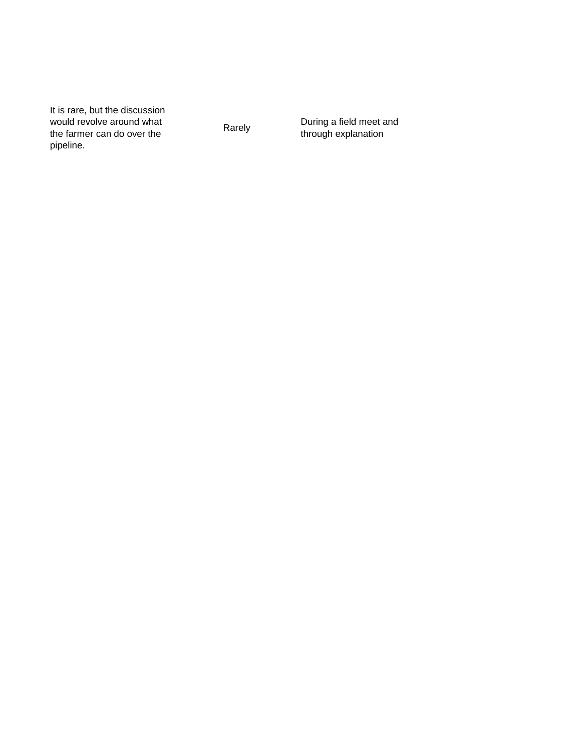| | | |
|---|---|---|
| It is rare, but the discussion would revolve around what the farmer can do over the pipeline. | Rarely | During a field meet and through explanation |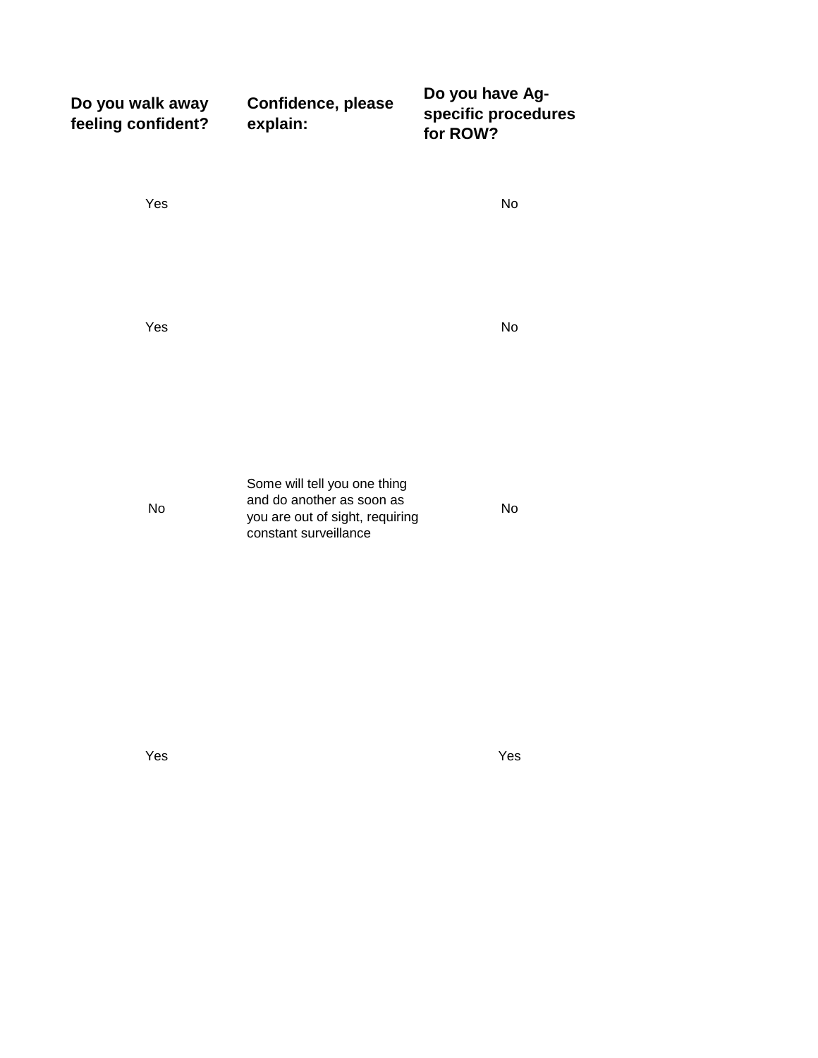| Do you walk away feeling confident? | Confidence, please explain: | Do you have Ag-specific procedures for ROW? |
|---|---|---|
| Yes | | No |
| Yes | | No |
| No | Some will tell you one thing and do another as soon as you are out of sight, requiring constant surveillance | No |
| Yes | | Yes |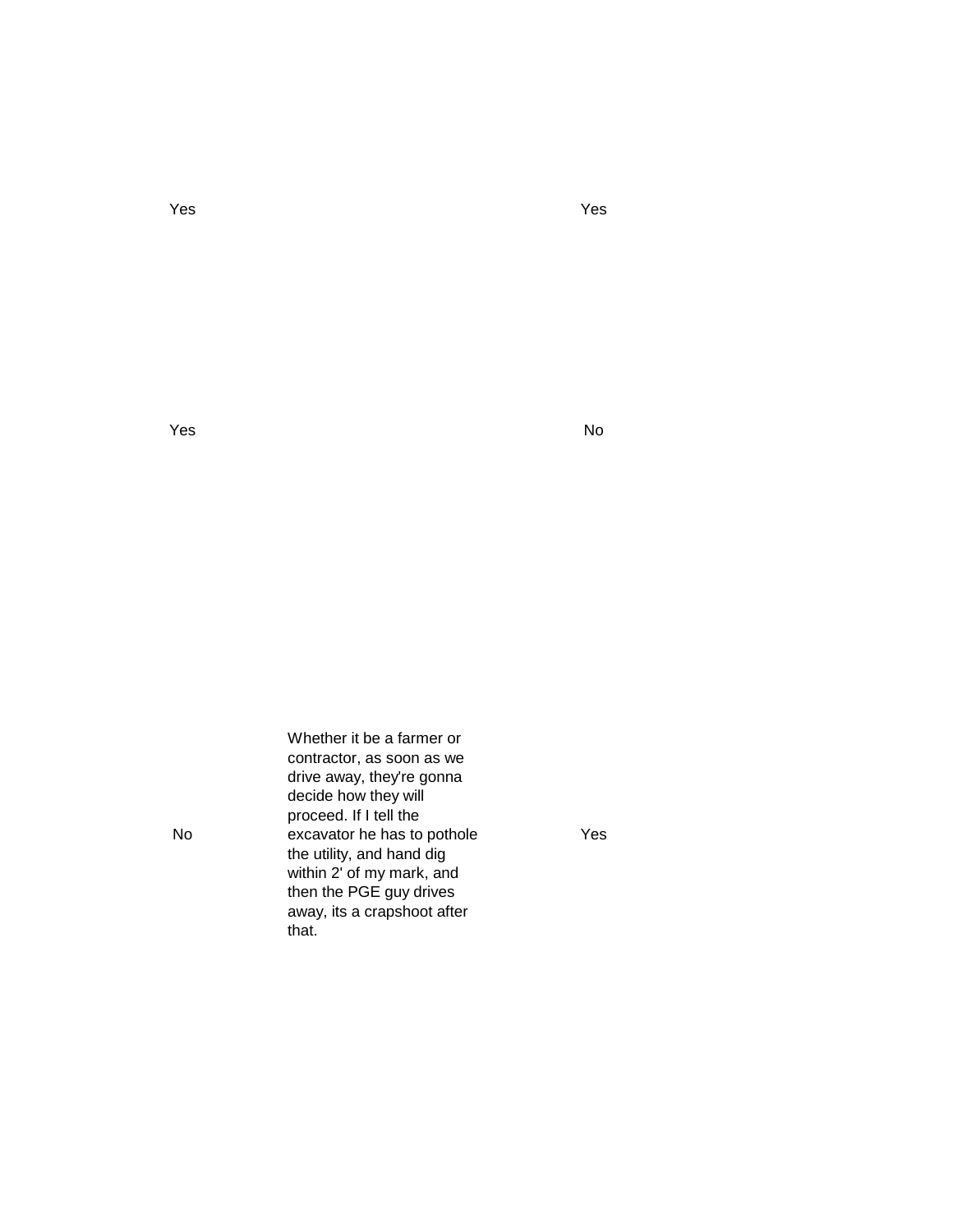| | | |
|---|---|---|
| Yes | | Yes |
| Yes | | No |
| No | Whether it be a farmer or contractor, as soon as we drive away, they're gonna decide how they will proceed. If I tell the excavator he has to pothole the utility, and hand dig within 2' of my mark, and then the PGE guy drives away, its a crapshoot after that. | Yes |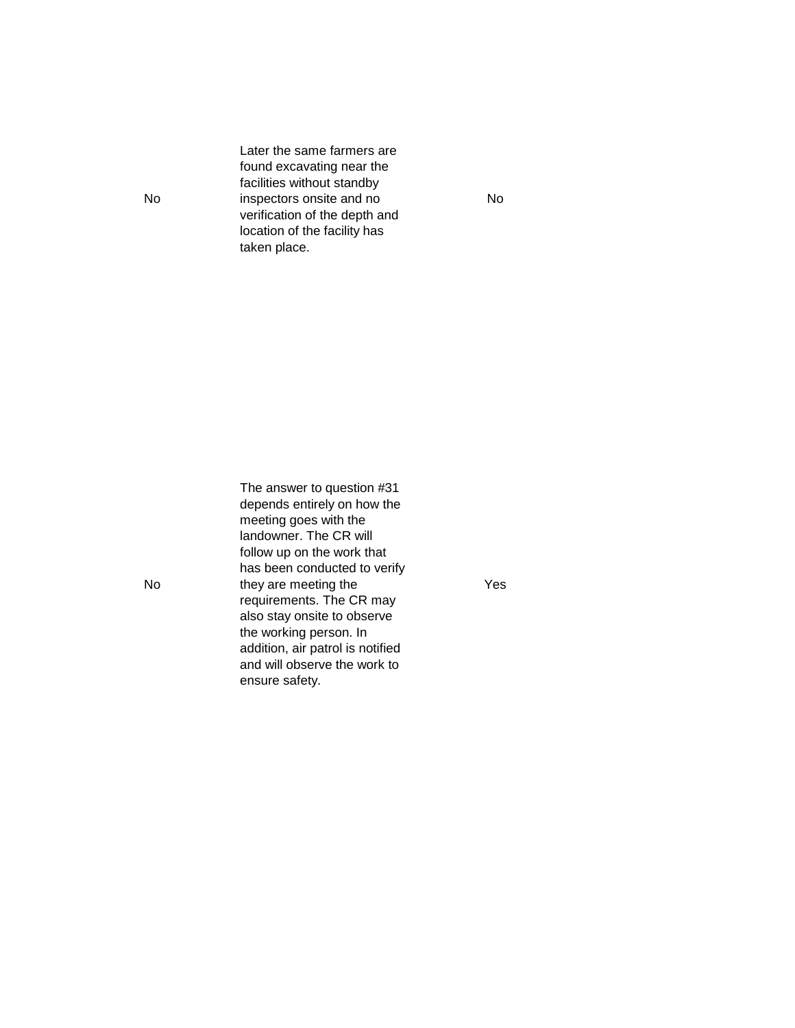| | | |
|---|---|---|
| No | Later the same farmers are found excavating near the facilities without standby inspectors onsite and no verification of the depth and location of the facility has taken place. | No |
| No | The answer to question #31 depends entirely on how the meeting goes with the landowner. The CR will follow up on the work that has been conducted to verify they are meeting the requirements. The CR may also stay onsite to observe the working person. In addition, air patrol is notified and will observe the work to ensure safety. | Yes |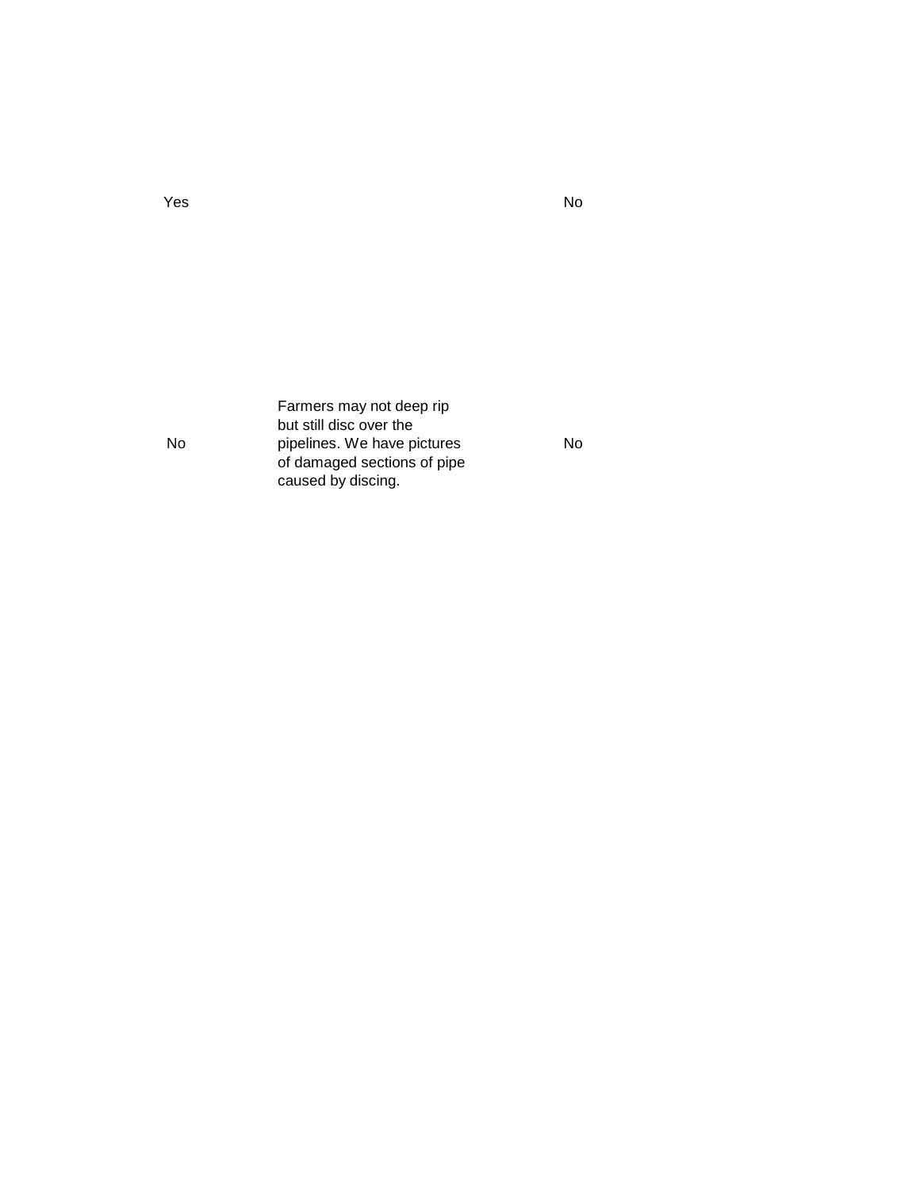| | | |
|---|---|---|
| Yes | | No |
| No | Farmers may not deep rip but still disc over the pipelines. We have pictures of damaged sections of pipe caused by discing. | No |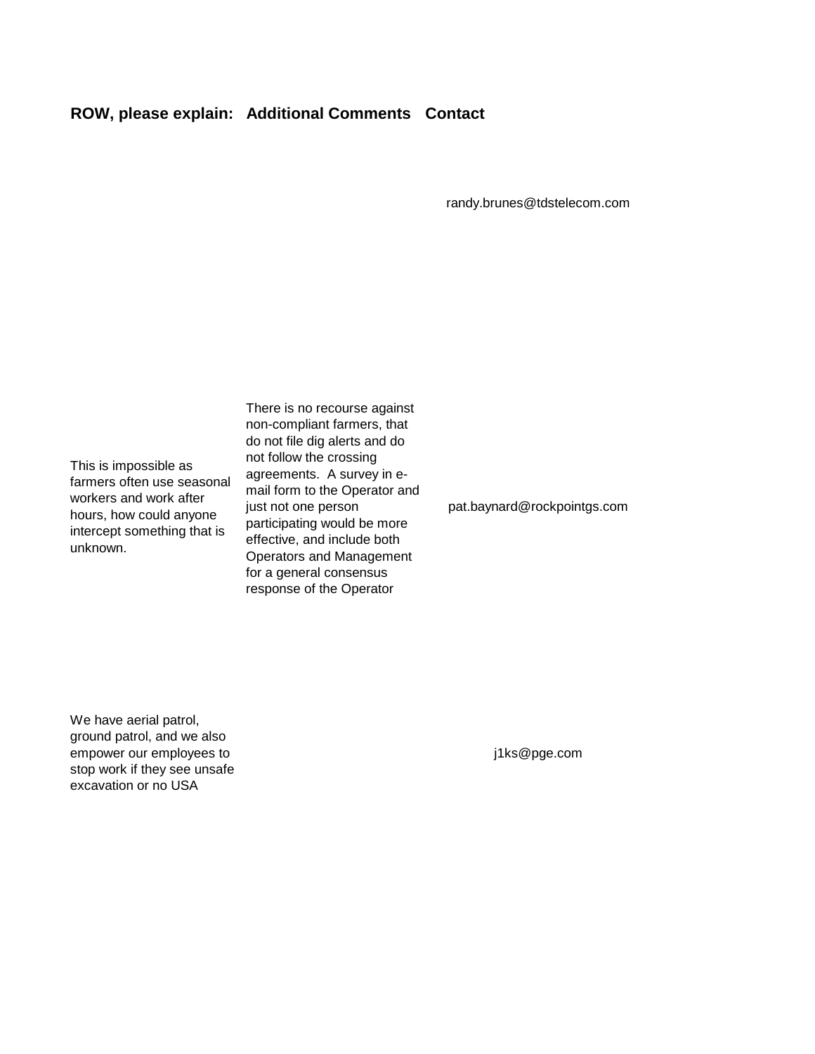| ROW, please explain: | Additional Comments | Contact |
| --- | --- | --- |
| | | randy.brunes@tdstelecom.com |
| This is impossible as farmers often use seasonal workers and work after hours, how could anyone intercept something that is unknown. | There is no recourse against non-compliant farmers, that do not file dig alerts and do not follow the crossing agreements. A survey in e-mail form to the Operator and just not one person participating would be more effective, and include both Operators and Management for a general consensus response of the Operator | pat.baynard@rockpointgs.com |
| We have aerial patrol, ground patrol, and we also empower our employees to stop work if they see unsafe excavation or no USA | | j1ks@pge.com |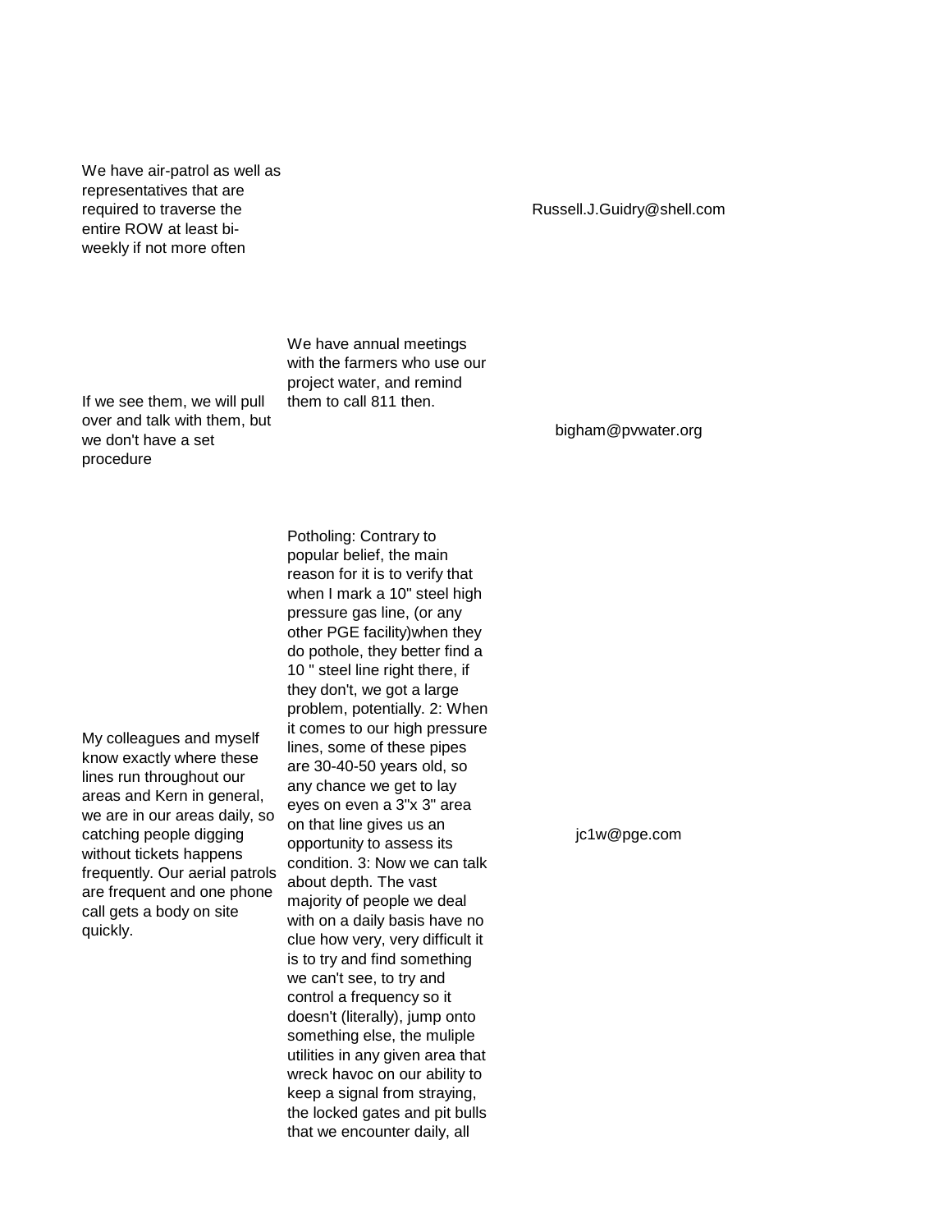| | | |
|---|---|---|
| We have air-patrol as well as representatives that are required to traverse the entire ROW at least bi-weekly if not more often | | Russell.J.Guidry@shell.com |
| If we see them, we will pull over and talk with them, but we don't have a set procedure | We have annual meetings with the farmers who use our project water, and remind them to call 811 then. | bigham@pvwater.org |
| My colleagues and myself know exactly where these lines run throughout our areas and Kern in general, we are in our areas daily, so catching people digging without tickets happens frequently. Our aerial patrols are frequent and one phone call gets a body on site quickly. | Potholing: Contrary to popular belief, the main reason for it is to verify that when I mark a 10" steel high pressure gas line, (or any other PGE facility)when they do pothole, they better find a 10 " steel line right there, if they don't, we got a large problem, potentially. 2: When it comes to our high pressure lines, some of these pipes are 30-40-50 years old, so any chance we get to lay eyes on even a 3"x 3" area on that line gives us an opportunity to assess its condition. 3: Now we can talk about depth. The vast majority of people we deal with on a daily basis have no clue how very, very difficult it is to try and find something we can't see, to try and control a frequency so it doesn't (literally), jump onto something else, the muliple utilities in any given area that wreck havoc on our ability to keep a signal from straying, the locked gates and pit bulls that we encounter daily, all | jc1w@pge.com |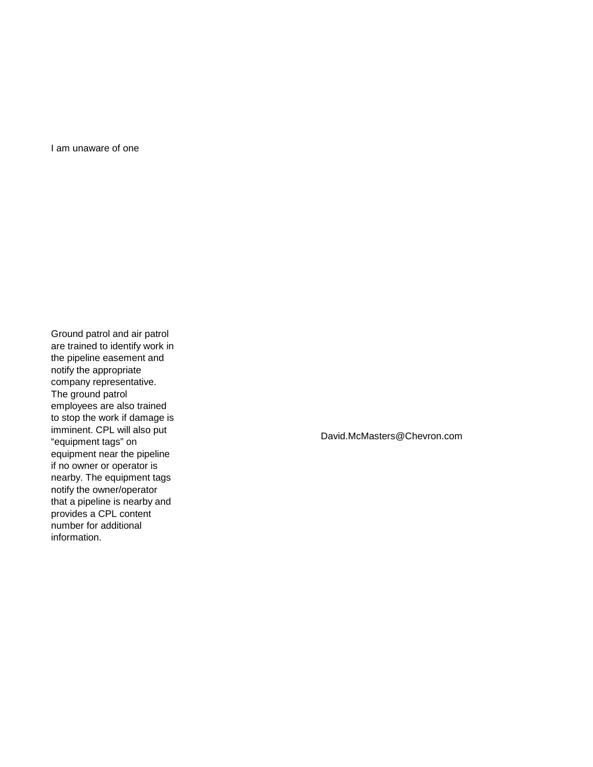I am unaware of one

Ground patrol and air patrol are trained to identify work in the pipeline easement and notify the appropriate company representative. The ground patrol employees are also trained to stop the work if damage is imminent. CPL will also put “equipment tags” on equipment near the pipeline if no owner or operator is nearby. The equipment tags notify the owner/operator that a pipeline is nearby and provides a CPL content number for additional information.

David.McMasters@Chevron.com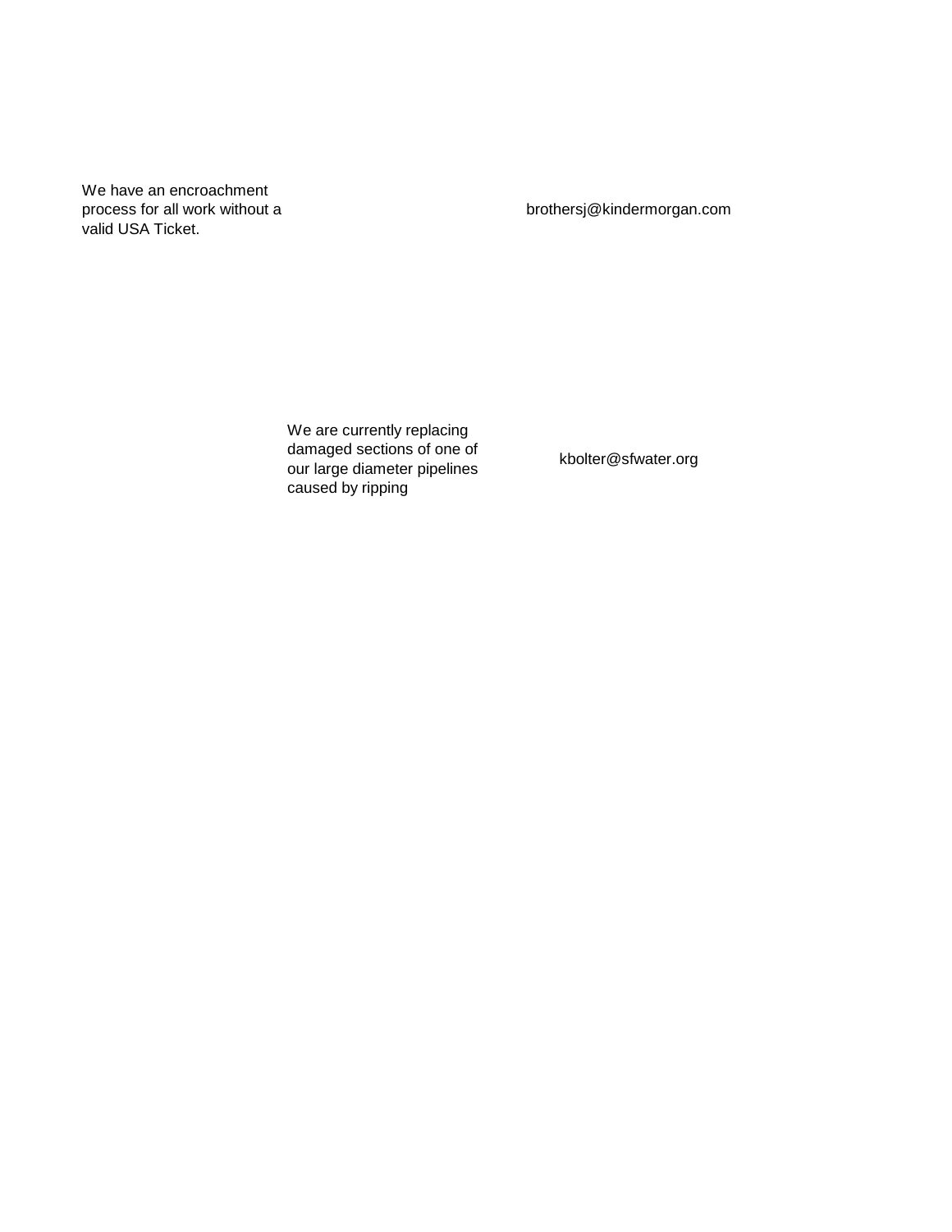| | | |
|---|---|---|
| We have an encroachment process for all work without a valid USA Ticket. | | brothersj@kindermorgan.com |
| | We are currently replacing damaged sections of one of our large diameter pipelines caused by ripping | kbolter@sfwater.org |